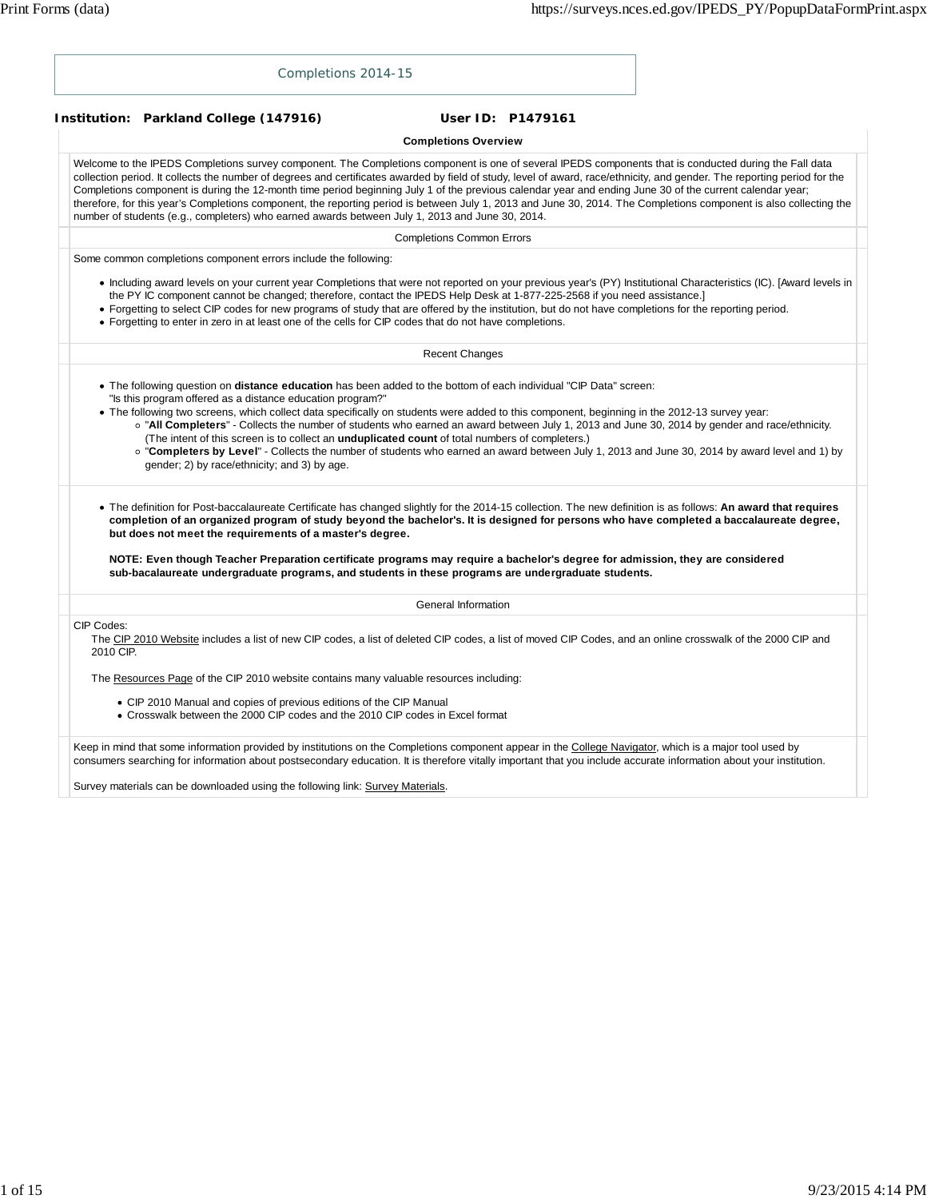# Completions 2014-15

**Institution: Parkland College (147916)** **User ID: P1479161**

### Completions Overview

Welcome to the IPEDS Completions survey component. The Completions component is one of several IPEDS components that is conducted during the Fall data collection period. It collects the number of degrees and certificates awarded by field of study, level of award, race/ethnicity, and gender. The reporting period for the Completions component is during the 12-month time period beginning July 1 of the previous calendar year and ending June 30 of the current calendar year; therefore, for this year's Completions component, the reporting period is between July 1, 2013 and June 30, 2014. The Completions component is also collecting the number of students (e.g., completers) who earned awards between July 1, 2013 and June 30, 2014.

### Completions Common Errors

Some common completions component errors include the following:

- Including award levels on your current year Completions that were not reported on your previous year's (PY) Institutional Characteristics (IC). [Award levels in the PY IC component cannot be changed; therefore, contact the IPEDS Help Desk at 1-877-225-2568 if you need assistance.]
- Forgetting to select CIP codes for new programs of study that are offered by the institution, but do not have completions for the reporting period.
- Forgetting to enter in zero in at least one of the cells for CIP codes that do not have completions.

### Recent Changes

- The following question on **distance education** has been added to the bottom of each individual "CIP Data" screen: "Is this program offered as a distance education program?"
- The following two screens, which collect data specifically on students were added to this component, beginning in the 2012-13 survey year:
  - "**All Completers**" - Collects the number of students who earned an award between July 1, 2013 and June 30, 2014 by gender and race/ethnicity. (The intent of this screen is to collect an **unduplicated count** of total numbers of completers.)
  - "**Completers by Level**" - Collects the number of students who earned an award between July 1, 2013 and June 30, 2014 by award level and 1) by gender; 2) by race/ethnicity; and 3) by age.

- The definition for Post-baccalaureate Certificate has changed slightly for the 2014-15 collection. The new definition is as follows: **An award that requires completion of an organized program of study beyond the bachelor's. It is designed for persons who have completed a baccalaureate degree, but does not meet the requirements of a master's degree.**

  **NOTE: Even though Teacher Preparation certificate programs may require a bachelor's degree for admission, they are considered sub-bacalaureate undergraduate programs, and students in these programs are undergraduate students.**

### General Information

CIP Codes:

The CIP 2010 Website includes a list of new CIP codes, a list of deleted CIP codes, a list of moved CIP Codes, and an online crosswalk of the 2000 CIP and 2010 CIP.

The Resources Page of the CIP 2010 website contains many valuable resources including:

- CIP 2010 Manual and copies of previous editions of the CIP Manual
- Crosswalk between the 2000 CIP codes and the 2010 CIP codes in Excel format

Keep in mind that some information provided by institutions on the Completions component appear in the College Navigator, which is a major tool used by consumers searching for information about postsecondary education. It is therefore vitally important that you include accurate information about your institution.

Survey materials can be downloaded using the following link: Survey Materials.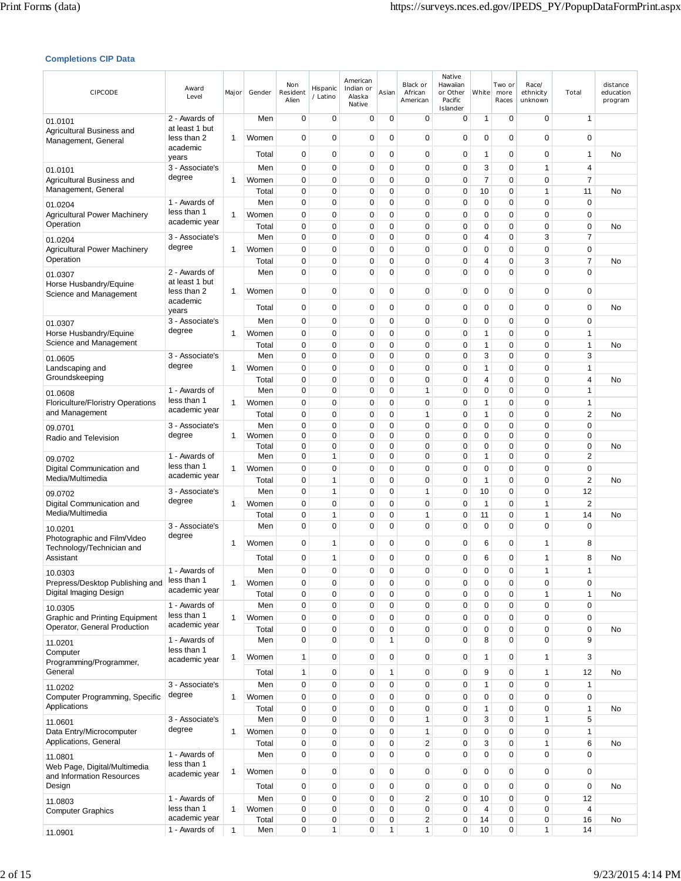### Completions CIP Data

| CIPCODE | Award Level | Major | Gender | Non Resident Alien | Hispanic / Latino | American Indian or Alaska Native | Asian | Black or African American | Native Hawaiian or Other Pacific Islander | White | Two or more Races | Race/ ethnicity unknown | Total | distance education program |
|---|---|---|---|---|---|---|---|---|---|---|---|---|---|---|
| 01.0101 Agricultural Business and Management, General | 2 - Awards of at least 1 but less than 2 academic years | 1 | Men | 0 | 0 | 0 | 0 | 0 | 0 | 1 | 0 | 0 | 1 | |
| | | | Women | 0 | 0 | 0 | 0 | 0 | 0 | 0 | 0 | 0 | 0 | |
| | | | Total | 0 | 0 | 0 | 0 | 0 | 0 | 1 | 0 | 0 | 1 | No |
| 01.0101 Agricultural Business and Management, General | 3 - Associate's degree | 1 | Men | 0 | 0 | 0 | 0 | 0 | 0 | 3 | 0 | 1 | 4 | |
| | | | Women | 0 | 0 | 0 | 0 | 0 | 0 | 7 | 0 | 0 | 7 | |
| | | | Total | 0 | 0 | 0 | 0 | 0 | 0 | 10 | 0 | 1 | 11 | No |
| 01.0204 Agricultural Power Machinery Operation | 1 - Awards of less than 1 academic year | 1 | Men | 0 | 0 | 0 | 0 | 0 | 0 | 0 | 0 | 0 | 0 | |
| | | | Women | 0 | 0 | 0 | 0 | 0 | 0 | 0 | 0 | 0 | 0 | |
| | | | Total | 0 | 0 | 0 | 0 | 0 | 0 | 0 | 0 | 0 | 0 | No |
| 01.0204 Agricultural Power Machinery Operation | 3 - Associate's degree | 1 | Men | 0 | 0 | 0 | 0 | 0 | 0 | 4 | 0 | 3 | 7 | |
| | | | Women | 0 | 0 | 0 | 0 | 0 | 0 | 0 | 0 | 0 | 0 | |
| | | | Total | 0 | 0 | 0 | 0 | 0 | 0 | 4 | 0 | 3 | 7 | No |
| 01.0307 Horse Husbandry/Equine Science and Management | 2 - Awards of at least 1 but less than 2 academic years | 1 | Men | 0 | 0 | 0 | 0 | 0 | 0 | 0 | 0 | 0 | 0 | |
| | | | Women | 0 | 0 | 0 | 0 | 0 | 0 | 0 | 0 | 0 | 0 | |
| | | | Total | 0 | 0 | 0 | 0 | 0 | 0 | 0 | 0 | 0 | 0 | No |
| 01.0307 Horse Husbandry/Equine Science and Management | 3 - Associate's degree | 1 | Men | 0 | 0 | 0 | 0 | 0 | 0 | 0 | 0 | 0 | 0 | |
| | | | Women | 0 | 0 | 0 | 0 | 0 | 0 | 1 | 0 | 0 | 1 | |
| | | | Total | 0 | 0 | 0 | 0 | 0 | 0 | 1 | 0 | 0 | 1 | No |
| 01.0605 Landscaping and Groundskeeping | 3 - Associate's degree | 1 | Men | 0 | 0 | 0 | 0 | 0 | 0 | 3 | 0 | 0 | 3 | |
| | | | Women | 0 | 0 | 0 | 0 | 0 | 0 | 1 | 0 | 0 | 1 | |
| | | | Total | 0 | 0 | 0 | 0 | 0 | 0 | 4 | 0 | 0 | 4 | No |
| 01.0608 Floriculture/Floristry Operations and Management | 1 - Awards of less than 1 academic year | 1 | Men | 0 | 0 | 0 | 0 | 1 | 0 | 0 | 0 | 0 | 1 | |
| | | | Women | 0 | 0 | 0 | 0 | 0 | 0 | 1 | 0 | 0 | 1 | |
| | | | Total | 0 | 0 | 0 | 0 | 1 | 0 | 1 | 0 | 0 | 2 | No |
| 09.0701 Radio and Television | 3 - Associate's degree | 1 | Men | 0 | 0 | 0 | 0 | 0 | 0 | 0 | 0 | 0 | 0 | |
| | | | Women | 0 | 0 | 0 | 0 | 0 | 0 | 0 | 0 | 0 | 0 | |
| | | | Total | 0 | 0 | 0 | 0 | 0 | 0 | 0 | 0 | 0 | 0 | No |
| 09.0702 Digital Communication and Media/Multimedia | 1 - Awards of less than 1 academic year | 1 | Men | 0 | 1 | 0 | 0 | 0 | 0 | 1 | 0 | 0 | 2 | |
| | | | Women | 0 | 0 | 0 | 0 | 0 | 0 | 0 | 0 | 0 | 0 | |
| | | | Total | 0 | 1 | 0 | 0 | 0 | 0 | 1 | 0 | 0 | 2 | No |
| 09.0702 Digital Communication and Media/Multimedia | 3 - Associate's degree | 1 | Men | 0 | 1 | 0 | 0 | 1 | 0 | 10 | 0 | 0 | 12 | |
| | | | Women | 0 | 0 | 0 | 0 | 0 | 0 | 1 | 0 | 1 | 2 | |
| | | | Total | 0 | 1 | 0 | 0 | 1 | 0 | 11 | 0 | 1 | 14 | No |
| 10.0201 Photographic and Film/Video Technology/Technician and Assistant | 3 - Associate's degree | 1 | Men | 0 | 0 | 0 | 0 | 0 | 0 | 0 | 0 | 0 | 0 | |
| | | | Women | 0 | 1 | 0 | 0 | 0 | 0 | 6 | 0 | 1 | 8 | |
| | | | Total | 0 | 1 | 0 | 0 | 0 | 0 | 6 | 0 | 1 | 8 | No |
| 10.0303 Prepress/Desktop Publishing and Digital Imaging Design | 1 - Awards of less than 1 academic year | 1 | Men | 0 | 0 | 0 | 0 | 0 | 0 | 0 | 0 | 1 | 1 | |
| | | | Women | 0 | 0 | 0 | 0 | 0 | 0 | 0 | 0 | 0 | 0 | |
| | | | Total | 0 | 0 | 0 | 0 | 0 | 0 | 0 | 0 | 1 | 1 | No |
| 10.0305 Graphic and Printing Equipment Operator, General Production | 1 - Awards of less than 1 academic year | 1 | Men | 0 | 0 | 0 | 0 | 0 | 0 | 0 | 0 | 0 | 0 | |
| | | | Women | 0 | 0 | 0 | 0 | 0 | 0 | 0 | 0 | 0 | 0 | |
| | | | Total | 0 | 0 | 0 | 0 | 0 | 0 | 0 | 0 | 0 | 0 | No |
| 11.0201 Computer Programming/Programmer, General | 1 - Awards of less than 1 academic year | 1 | Men | 0 | 0 | 0 | 1 | 0 | 0 | 8 | 0 | 0 | 9 | |
| | | | Women | 1 | 0 | 0 | 0 | 0 | 0 | 1 | 0 | 1 | 3 | |
| | | | Total | 1 | 0 | 0 | 1 | 0 | 0 | 9 | 0 | 1 | 12 | No |
| 11.0202 Computer Programming, Specific Applications | 3 - Associate's degree | 1 | Men | 0 | 0 | 0 | 0 | 0 | 0 | 1 | 0 | 0 | 1 | |
| | | | Women | 0 | 0 | 0 | 0 | 0 | 0 | 0 | 0 | 0 | 0 | |
| | | | Total | 0 | 0 | 0 | 0 | 0 | 0 | 1 | 0 | 0 | 1 | No |
| 11.0601 Data Entry/Microcomputer Applications, General | 3 - Associate's degree | 1 | Men | 0 | 0 | 0 | 0 | 1 | 0 | 3 | 0 | 1 | 5 | |
| | | | Women | 0 | 0 | 0 | 0 | 1 | 0 | 0 | 0 | 0 | 1 | |
| | | | Total | 0 | 0 | 0 | 0 | 2 | 0 | 3 | 0 | 1 | 6 | No |
| 11.0801 Web Page, Digital/Multimedia and Information Resources Design | 1 - Awards of less than 1 academic year | 1 | Men | 0 | 0 | 0 | 0 | 0 | 0 | 0 | 0 | 0 | 0 | |
| | | | Women | 0 | 0 | 0 | 0 | 0 | 0 | 0 | 0 | 0 | 0 | |
| | | | Total | 0 | 0 | 0 | 0 | 0 | 0 | 0 | 0 | 0 | 0 | No |
| 11.0803 Computer Graphics | 1 - Awards of less than 1 academic year | 1 | Men | 0 | 0 | 0 | 0 | 2 | 0 | 10 | 0 | 0 | 12 | |
| | | | Women | 0 | 0 | 0 | 0 | 0 | 0 | 4 | 0 | 0 | 4 | |
| | | | Total | 0 | 0 | 0 | 0 | 2 | 0 | 14 | 0 | 0 | 16 | No |
| 11.0901 | 1 - Awards of | 1 | Men | 0 | 1 | 0 | 1 | 1 | 0 | 10 | 0 | 1 | 14 | |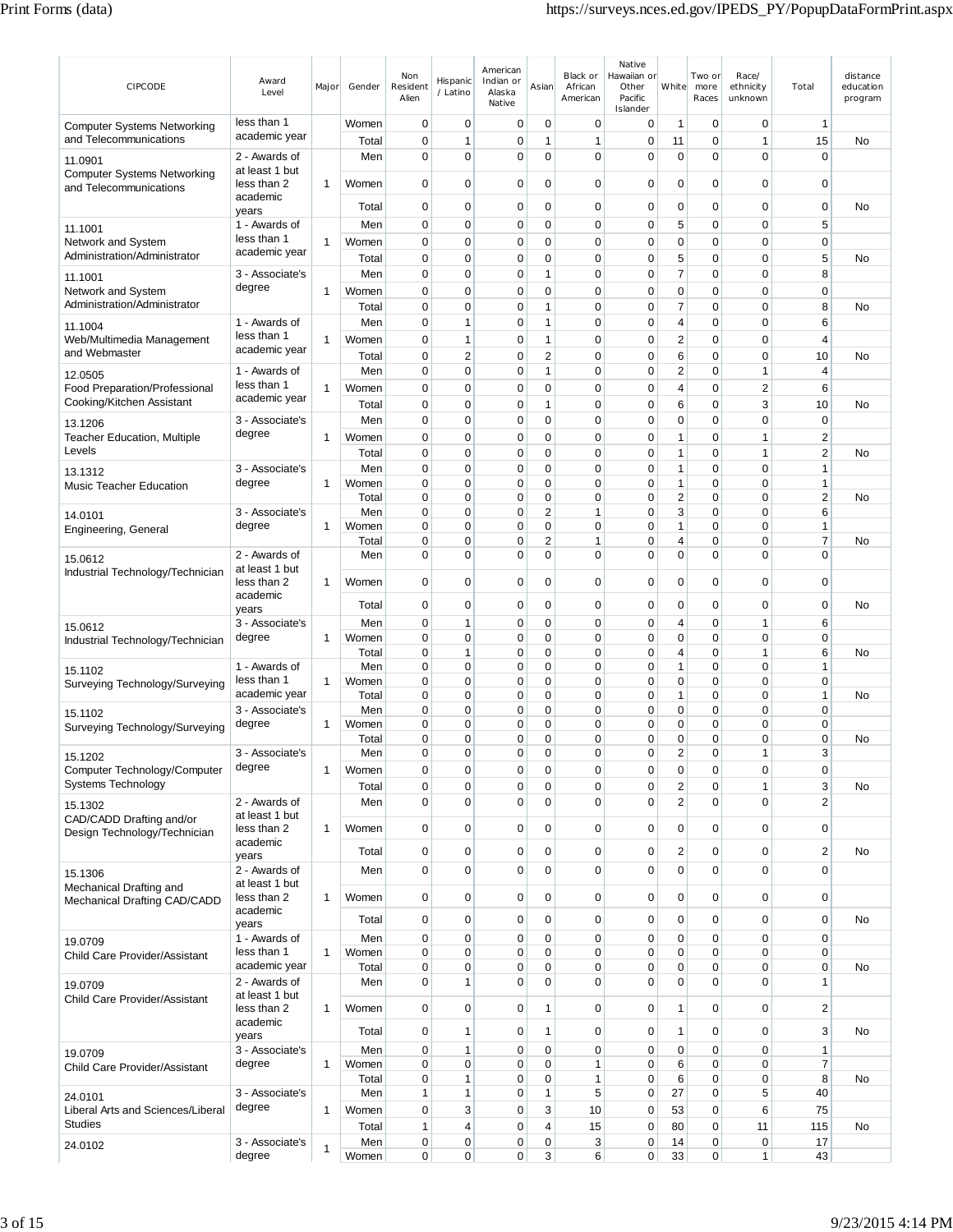| CIPCODE | Award Level | Major | Gender | Non Resident Alien | Hispanic / Latino | American Indian or Alaska Native | Asian | Black or African American | Native Hawaiian or Other Pacific Islander | White | Two or more Races | Race/ ethnicity unknown | Total | distance education program |
|---|---|---|---|---|---|---|---|---|---|---|---|---|---|---|
| Computer Systems Networking and Telecommunications | less than 1 academic year | | Women | 0 | 0 | 0 | 0 | 0 | 0 | 1 | 0 | 0 | 1 | |
| | | | Total | 0 | 1 | 0 | 1 | 1 | 0 | 11 | 0 | 1 | 15 | No |
| 11.0901 Computer Systems Networking and Telecommunications | 2 - Awards of at least 1 but less than 2 academic years | 1 | Men | 0 | 0 | 0 | 0 | 0 | 0 | 0 | 0 | 0 | 0 | |
| | | | Women | 0 | 0 | 0 | 0 | 0 | 0 | 0 | 0 | 0 | 0 | |
| | | | Total | 0 | 0 | 0 | 0 | 0 | 0 | 0 | 0 | 0 | 0 | No |
| 11.1001 Network and System Administration/Administrator | 1 - Awards of less than 1 academic year | 1 | Men | 0 | 0 | 0 | 0 | 0 | 0 | 5 | 0 | 0 | 5 | |
| | | | Women | 0 | 0 | 0 | 0 | 0 | 0 | 0 | 0 | 0 | 0 | |
| | | | Total | 0 | 0 | 0 | 0 | 0 | 0 | 5 | 0 | 0 | 5 | No |
| 11.1001 Network and System Administration/Administrator | 3 - Associate's degree | 1 | Men | 0 | 0 | 0 | 1 | 0 | 0 | 7 | 0 | 0 | 8 | |
| | | | Women | 0 | 0 | 0 | 0 | 0 | 0 | 0 | 0 | 0 | 0 | |
| | | | Total | 0 | 0 | 0 | 1 | 0 | 0 | 7 | 0 | 0 | 8 | No |
| 11.1004 Web/Multimedia Management and Webmaster | 1 - Awards of less than 1 academic year | 1 | Men | 0 | 1 | 0 | 1 | 0 | 0 | 4 | 0 | 0 | 6 | |
| | | | Women | 0 | 1 | 0 | 1 | 0 | 0 | 2 | 0 | 0 | 4 | |
| | | | Total | 0 | 2 | 0 | 2 | 0 | 0 | 6 | 0 | 0 | 10 | No |
| 12.0505 Food Preparation/Professional Cooking/Kitchen Assistant | 1 - Awards of less than 1 academic year | 1 | Men | 0 | 0 | 0 | 1 | 0 | 0 | 2 | 0 | 1 | 4 | |
| | | | Women | 0 | 0 | 0 | 0 | 0 | 0 | 4 | 0 | 2 | 6 | |
| | | | Total | 0 | 0 | 0 | 1 | 0 | 0 | 6 | 0 | 3 | 10 | No |
| 13.1206 Teacher Education, Multiple Levels | 3 - Associate's degree | 1 | Men | 0 | 0 | 0 | 0 | 0 | 0 | 0 | 0 | 0 | 0 | |
| | | | Women | 0 | 0 | 0 | 0 | 0 | 0 | 1 | 0 | 1 | 2 | |
| | | | Total | 0 | 0 | 0 | 0 | 0 | 0 | 1 | 0 | 1 | 2 | No |
| 13.1312 Music Teacher Education | 3 - Associate's degree | 1 | Men | 0 | 0 | 0 | 0 | 0 | 0 | 1 | 0 | 0 | 1 | |
| | | | Women | 0 | 0 | 0 | 0 | 0 | 0 | 1 | 0 | 0 | 1 | |
| | | | Total | 0 | 0 | 0 | 0 | 0 | 0 | 2 | 0 | 0 | 2 | No |
| 14.0101 Engineering, General | 3 - Associate's degree | 1 | Men | 0 | 0 | 0 | 2 | 1 | 0 | 3 | 0 | 0 | 6 | |
| | | | Women | 0 | 0 | 0 | 0 | 0 | 0 | 1 | 0 | 0 | 1 | |
| | | | Total | 0 | 0 | 0 | 2 | 1 | 0 | 4 | 0 | 0 | 7 | No |
| 15.0612 Industrial Technology/Technician | 2 - Awards of at least 1 but less than 2 academic years | 1 | Men | 0 | 0 | 0 | 0 | 0 | 0 | 0 | 0 | 0 | 0 | |
| | | | Women | 0 | 0 | 0 | 0 | 0 | 0 | 0 | 0 | 0 | 0 | |
| | | | Total | 0 | 0 | 0 | 0 | 0 | 0 | 0 | 0 | 0 | 0 | No |
| 15.0612 Industrial Technology/Technician | 3 - Associate's degree | 1 | Men | 0 | 1 | 0 | 0 | 0 | 0 | 4 | 0 | 1 | 6 | |
| | | | Women | 0 | 0 | 0 | 0 | 0 | 0 | 0 | 0 | 0 | 0 | |
| | | | Total | 0 | 1 | 0 | 0 | 0 | 0 | 4 | 0 | 1 | 6 | No |
| 15.1102 Surveying Technology/Surveying | 1 - Awards of less than 1 academic year | 1 | Men | 0 | 0 | 0 | 0 | 0 | 0 | 1 | 0 | 0 | 1 | |
| | | | Women | 0 | 0 | 0 | 0 | 0 | 0 | 0 | 0 | 0 | 0 | |
| | | | Total | 0 | 0 | 0 | 0 | 0 | 0 | 1 | 0 | 0 | 1 | No |
| 15.1102 Surveying Technology/Surveying | 3 - Associate's degree | 1 | Men | 0 | 0 | 0 | 0 | 0 | 0 | 0 | 0 | 0 | 0 | |
| | | | Women | 0 | 0 | 0 | 0 | 0 | 0 | 0 | 0 | 0 | 0 | |
| | | | Total | 0 | 0 | 0 | 0 | 0 | 0 | 0 | 0 | 0 | 0 | No |
| 15.1202 Computer Technology/Computer Systems Technology | 3 - Associate's degree | 1 | Men | 0 | 0 | 0 | 0 | 0 | 0 | 2 | 0 | 1 | 3 | |
| | | | Women | 0 | 0 | 0 | 0 | 0 | 0 | 0 | 0 | 0 | 0 | |
| | | | Total | 0 | 0 | 0 | 0 | 0 | 0 | 2 | 0 | 1 | 3 | No |
| 15.1302 CAD/CADD Drafting and/or Design Technology/Technician | 2 - Awards of at least 1 but less than 2 academic years | 1 | Men | 0 | 0 | 0 | 0 | 0 | 0 | 2 | 0 | 0 | 2 | |
| | | | Women | 0 | 0 | 0 | 0 | 0 | 0 | 0 | 0 | 0 | 0 | |
| | | | Total | 0 | 0 | 0 | 0 | 0 | 0 | 2 | 0 | 0 | 2 | No |
| 15.1306 Mechanical Drafting and Mechanical Drafting CAD/CADD | 2 - Awards of at least 1 but less than 2 academic years | 1 | Men | 0 | 0 | 0 | 0 | 0 | 0 | 0 | 0 | 0 | 0 | |
| | | | Women | 0 | 0 | 0 | 0 | 0 | 0 | 0 | 0 | 0 | 0 | |
| | | | Total | 0 | 0 | 0 | 0 | 0 | 0 | 0 | 0 | 0 | 0 | No |
| 19.0709 Child Care Provider/Assistant | 1 - Awards of less than 1 academic year | 1 | Men | 0 | 0 | 0 | 0 | 0 | 0 | 0 | 0 | 0 | 0 | |
| | | | Women | 0 | 0 | 0 | 0 | 0 | 0 | 0 | 0 | 0 | 0 | |
| | | | Total | 0 | 0 | 0 | 0 | 0 | 0 | 0 | 0 | 0 | 0 | No |
| 19.0709 Child Care Provider/Assistant | 2 - Awards of at least 1 but less than 2 academic years | 1 | Men | 0 | 1 | 0 | 0 | 0 | 0 | 0 | 0 | 0 | 1 | |
| | | | Women | 0 | 0 | 0 | 1 | 0 | 0 | 1 | 0 | 0 | 2 | |
| | | | Total | 0 | 1 | 0 | 1 | 0 | 0 | 1 | 0 | 0 | 3 | No |
| 19.0709 Child Care Provider/Assistant | 3 - Associate's degree | 1 | Men | 0 | 1 | 0 | 0 | 0 | 0 | 0 | 0 | 0 | 1 | |
| | | | Women | 0 | 0 | 0 | 0 | 1 | 0 | 6 | 0 | 0 | 7 | |
| | | | Total | 0 | 1 | 0 | 0 | 1 | 0 | 6 | 0 | 0 | 8 | No |
| 24.0101 Liberal Arts and Sciences/Liberal Studies | 3 - Associate's degree | 1 | Men | 1 | 1 | 0 | 1 | 5 | 0 | 27 | 0 | 5 | 40 | |
| | | | Women | 0 | 3 | 0 | 3 | 10 | 0 | 53 | 0 | 6 | 75 | |
| | | | Total | 1 | 4 | 0 | 4 | 15 | 0 | 80 | 0 | 11 | 115 | No |
| 24.0102 | 3 - Associate's degree | 1 | Men | 0 | 0 | 0 | 0 | 3 | 0 | 14 | 0 | 0 | 17 | |
| | | | Women | 0 | 0 | 0 | 3 | 6 | 0 | 33 | 0 | 1 | 43 | |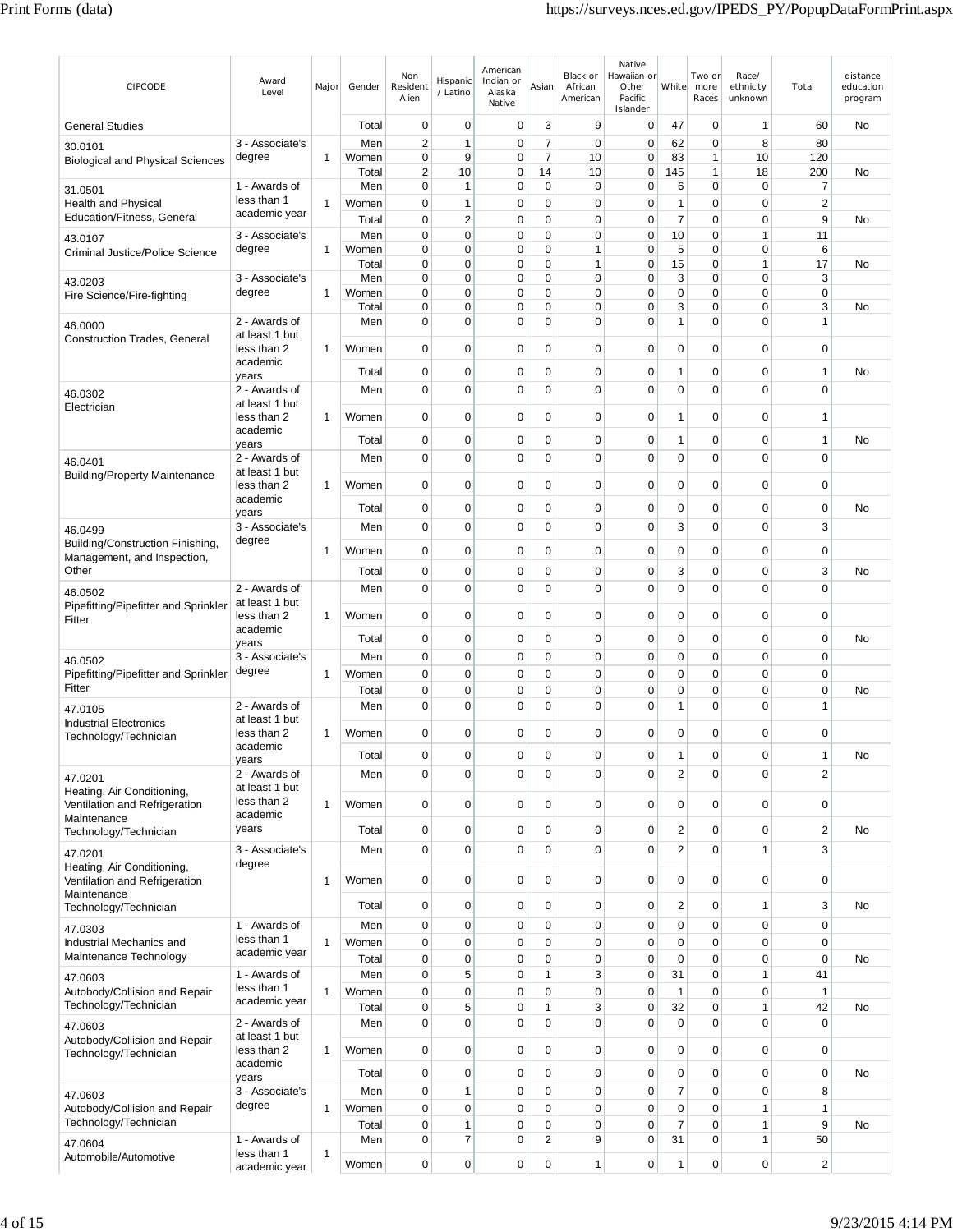| CIPCODE | Award Level | Major | Gender | Non Resident Alien | Hispanic / Latino | American Indian or Alaska Native | Asian | Black or African American | Native Hawaiian or Other Pacific Islander | White | Two or more Races | Race/ ethnicity unknown | Total | distance education program |
|---|---|---|---|---|---|---|---|---|---|---|---|---|---|---|
| General Studies | | | Total | 0 | 0 | 0 | 3 | 9 | 0 | 47 | 0 | 1 | 60 | No |
| 30.0101 Biological and Physical Sciences | 3 - Associate's degree | 1 | Men | 2 | 1 | 0 | 7 | 0 | 0 | 62 | 0 | 8 | 80 | |
| | | | Women | 0 | 9 | 0 | 7 | 10 | 0 | 83 | 1 | 10 | 120 | |
| | | | Total | 2 | 10 | 0 | 14 | 10 | 0 | 145 | 1 | 18 | 200 | No |
| 31.0501 Health and Physical Education/Fitness, General | 1 - Awards of less than 1 academic year | 1 | Men | 0 | 1 | 0 | 0 | 0 | 0 | 6 | 0 | 0 | 7 | |
| | | | Women | 0 | 1 | 0 | 0 | 0 | 0 | 1 | 0 | 0 | 2 | |
| | | | Total | 0 | 2 | 0 | 0 | 0 | 0 | 7 | 0 | 0 | 9 | No |
| 43.0107 Criminal Justice/Police Science | 3 - Associate's degree | 1 | Men | 0 | 0 | 0 | 0 | 0 | 0 | 10 | 0 | 1 | 11 | |
| | | | Women | 0 | 0 | 0 | 0 | 1 | 0 | 5 | 0 | 0 | 6 | |
| | | | Total | 0 | 0 | 0 | 0 | 1 | 0 | 15 | 0 | 1 | 17 | No |
| 43.0203 Fire Science/Fire-fighting | 3 - Associate's degree | 1 | Men | 0 | 0 | 0 | 0 | 0 | 0 | 3 | 0 | 0 | 3 | |
| | | | Women | 0 | 0 | 0 | 0 | 0 | 0 | 0 | 0 | 0 | 0 | |
| | | | Total | 0 | 0 | 0 | 0 | 0 | 0 | 3 | 0 | 0 | 3 | No |
| 46.0000 Construction Trades, General | 2 - Awards of at least 1 but less than 2 academic years | 1 | Men | 0 | 0 | 0 | 0 | 0 | 0 | 1 | 0 | 0 | 1 | |
| | | | Women | 0 | 0 | 0 | 0 | 0 | 0 | 0 | 0 | 0 | 0 | |
| | | | Total | 0 | 0 | 0 | 0 | 0 | 0 | 1 | 0 | 0 | 1 | No |
| 46.0302 Electrician | 2 - Awards of at least 1 but less than 2 academic years | 1 | Men | 0 | 0 | 0 | 0 | 0 | 0 | 0 | 0 | 0 | 0 | |
| | | | Women | 0 | 0 | 0 | 0 | 0 | 0 | 1 | 0 | 0 | 1 | |
| | | | Total | 0 | 0 | 0 | 0 | 0 | 0 | 1 | 0 | 0 | 1 | No |
| 46.0401 Building/Property Maintenance | 2 - Awards of at least 1 but less than 2 academic years | 1 | Men | 0 | 0 | 0 | 0 | 0 | 0 | 0 | 0 | 0 | 0 | |
| | | | Women | 0 | 0 | 0 | 0 | 0 | 0 | 0 | 0 | 0 | 0 | |
| | | | Total | 0 | 0 | 0 | 0 | 0 | 0 | 0 | 0 | 0 | 0 | No |
| 46.0499 Building/Construction Finishing, Management, and Inspection, Other | 3 - Associate's degree | 1 | Men | 0 | 0 | 0 | 0 | 0 | 0 | 3 | 0 | 0 | 3 | |
| | | | Women | 0 | 0 | 0 | 0 | 0 | 0 | 0 | 0 | 0 | 0 | |
| | | | Total | 0 | 0 | 0 | 0 | 0 | 0 | 3 | 0 | 0 | 3 | No |
| 46.0502 Pipefitting/Pipefitter and Sprinkler Fitter | 2 - Awards of at least 1 but less than 2 academic years | 1 | Men | 0 | 0 | 0 | 0 | 0 | 0 | 0 | 0 | 0 | 0 | |
| | | | Women | 0 | 0 | 0 | 0 | 0 | 0 | 0 | 0 | 0 | 0 | |
| | | | Total | 0 | 0 | 0 | 0 | 0 | 0 | 0 | 0 | 0 | 0 | No |
| 46.0502 Pipefitting/Pipefitter and Sprinkler Fitter | 3 - Associate's degree | 1 | Men | 0 | 0 | 0 | 0 | 0 | 0 | 0 | 0 | 0 | 0 | |
| | | | Women | 0 | 0 | 0 | 0 | 0 | 0 | 0 | 0 | 0 | 0 | |
| | | | Total | 0 | 0 | 0 | 0 | 0 | 0 | 0 | 0 | 0 | 0 | No |
| 47.0105 Industrial Electronics Technology/Technician | 2 - Awards of at least 1 but less than 2 academic years | 1 | Men | 0 | 0 | 0 | 0 | 0 | 0 | 1 | 0 | 0 | 1 | |
| | | | Women | 0 | 0 | 0 | 0 | 0 | 0 | 0 | 0 | 0 | 0 | |
| | | | Total | 0 | 0 | 0 | 0 | 0 | 0 | 1 | 0 | 0 | 1 | No |
| 47.0201 Heating, Air Conditioning, Ventilation and Refrigeration Maintenance Technology/Technician | 2 - Awards of at least 1 but less than 2 academic years | 1 | Men | 0 | 0 | 0 | 0 | 0 | 0 | 2 | 0 | 0 | 2 | |
| | | | Women | 0 | 0 | 0 | 0 | 0 | 0 | 0 | 0 | 0 | 0 | |
| | | | Total | 0 | 0 | 0 | 0 | 0 | 0 | 2 | 0 | 0 | 2 | No |
| 47.0201 Heating, Air Conditioning, Ventilation and Refrigeration Maintenance Technology/Technician | 3 - Associate's degree | 1 | Men | 0 | 0 | 0 | 0 | 0 | 0 | 2 | 0 | 1 | 3 | |
| | | | Women | 0 | 0 | 0 | 0 | 0 | 0 | 0 | 0 | 0 | 0 | |
| | | | Total | 0 | 0 | 0 | 0 | 0 | 0 | 2 | 0 | 1 | 3 | No |
| 47.0303 Industrial Mechanics and Maintenance Technology | 1 - Awards of less than 1 academic year | 1 | Men | 0 | 0 | 0 | 0 | 0 | 0 | 0 | 0 | 0 | 0 | |
| | | | Women | 0 | 0 | 0 | 0 | 0 | 0 | 0 | 0 | 0 | 0 | |
| | | | Total | 0 | 0 | 0 | 0 | 0 | 0 | 0 | 0 | 0 | 0 | No |
| 47.0603 Autobody/Collision and Repair Technology/Technician | 1 - Awards of less than 1 academic year | 1 | Men | 0 | 5 | 0 | 1 | 3 | 0 | 31 | 0 | 1 | 41 | |
| | | | Women | 0 | 0 | 0 | 0 | 0 | 0 | 1 | 0 | 0 | 1 | |
| | | | Total | 0 | 5 | 0 | 1 | 3 | 0 | 32 | 0 | 1 | 42 | No |
| 47.0603 Autobody/Collision and Repair Technology/Technician | 2 - Awards of at least 1 but less than 2 academic years | 1 | Men | 0 | 0 | 0 | 0 | 0 | 0 | 0 | 0 | 0 | 0 | |
| | | | Women | 0 | 0 | 0 | 0 | 0 | 0 | 0 | 0 | 0 | 0 | |
| | | | Total | 0 | 0 | 0 | 0 | 0 | 0 | 0 | 0 | 0 | 0 | No |
| 47.0603 Autobody/Collision and Repair Technology/Technician | 3 - Associate's degree | 1 | Men | 0 | 1 | 0 | 0 | 0 | 0 | 7 | 0 | 0 | 8 | |
| | | | Women | 0 | 0 | 0 | 0 | 0 | 0 | 0 | 0 | 1 | 1 | |
| | | | Total | 0 | 1 | 0 | 0 | 0 | 0 | 7 | 0 | 1 | 9 | No |
| 47.0604 Automobile/Automotive | 1 - Awards of less than 1 academic year | 1 | Men | 0 | 7 | 0 | 2 | 9 | 0 | 31 | 0 | 1 | 50 | |
| | | | Women | 0 | 0 | 0 | 0 | 1 | 0 | 1 | 0 | 0 | 2 | |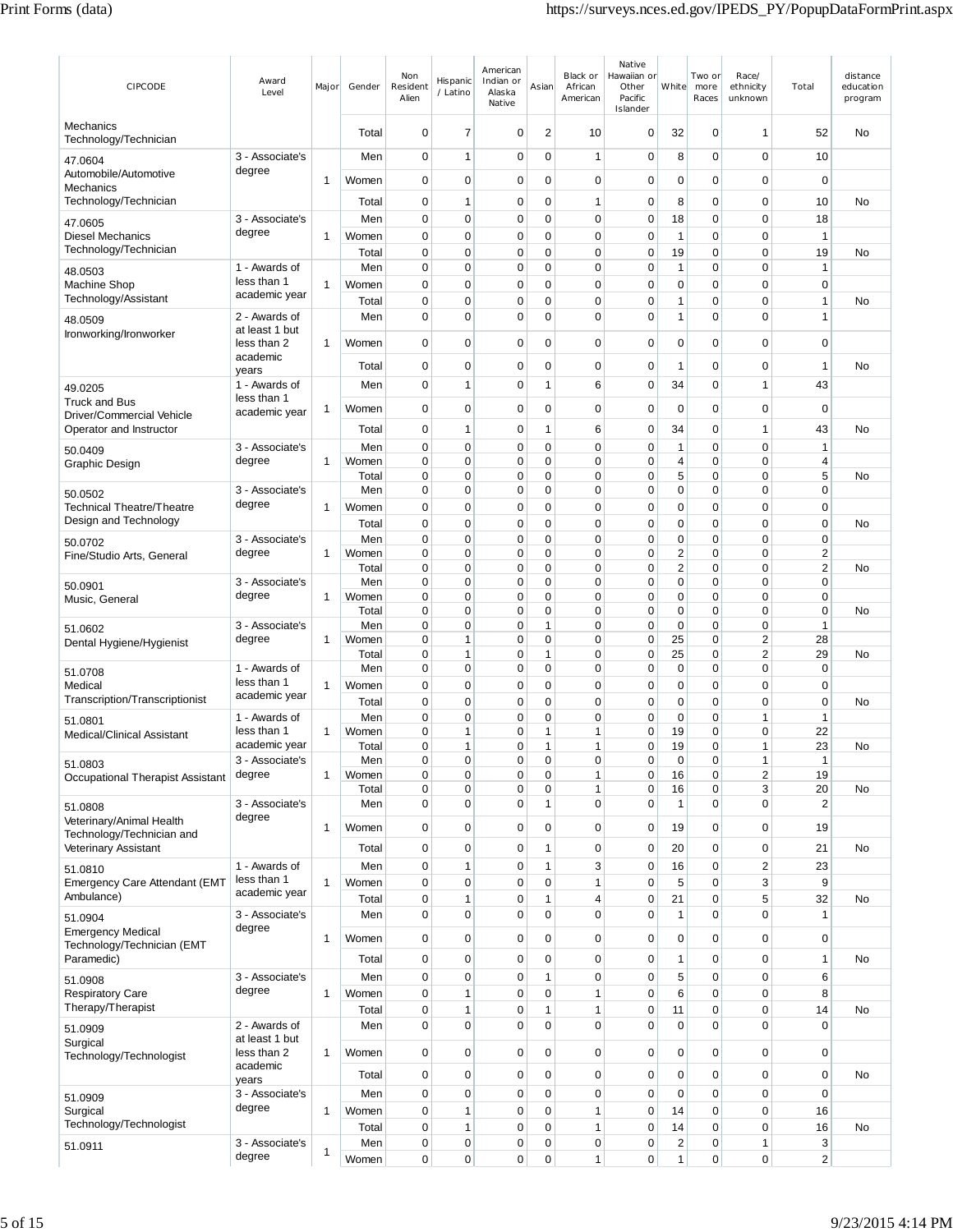| CIPCODE | Award Level | Major | Gender | Non Resident Alien | Hispanic / Latino | American Indian or Alaska Native | Asian | Black or African American | Native Hawaiian or Other Pacific Islander | White | Two or more Races | Race/ ethnicity unknown | Total | distance education program |
|---|---|---|---|---|---|---|---|---|---|---|---|---|---|---|
| Mechanics Technology/Technician | | | Total | 0 | 7 | 0 | 2 | 10 | 0 | 32 | 0 | 1 | 52 | No |
| 47.0604 Automobile/Automotive Mechanics Technology/Technician | 3 - Associate's degree | 1 | Men | 0 | 1 | 0 | 0 | 1 | 0 | 8 | 0 | 0 | 10 | |
| | | | Women | 0 | 0 | 0 | 0 | 0 | 0 | 0 | 0 | 0 | 0 | |
| | | | Total | 0 | 1 | 0 | 0 | 1 | 0 | 8 | 0 | 0 | 10 | No |
| 47.0605 Diesel Mechanics Technology/Technician | 3 - Associate's degree | 1 | Men | 0 | 0 | 0 | 0 | 0 | 0 | 18 | 0 | 0 | 18 | |
| | | | Women | 0 | 0 | 0 | 0 | 0 | 0 | 1 | 0 | 0 | 1 | |
| | | | Total | 0 | 0 | 0 | 0 | 0 | 0 | 19 | 0 | 0 | 19 | No |
| 48.0503 Machine Shop Technology/Assistant | 1 - Awards of less than 1 academic year | 1 | Men | 0 | 0 | 0 | 0 | 0 | 0 | 1 | 0 | 0 | 1 | |
| | | | Women | 0 | 0 | 0 | 0 | 0 | 0 | 0 | 0 | 0 | 0 | |
| | | | Total | 0 | 0 | 0 | 0 | 0 | 0 | 1 | 0 | 0 | 1 | No |
| 48.0509 Ironworking/Ironworker | 2 - Awards of at least 1 but less than 2 academic years | 1 | Men | 0 | 0 | 0 | 0 | 0 | 0 | 1 | 0 | 0 | 1 | |
| | | | Women | 0 | 0 | 0 | 0 | 0 | 0 | 0 | 0 | 0 | 0 | |
| | | | Total | 0 | 0 | 0 | 0 | 0 | 0 | 1 | 0 | 0 | 1 | No |
| 49.0205 Truck and Bus Driver/Commercial Vehicle Operator and Instructor | 1 - Awards of less than 1 academic year | 1 | Men | 0 | 1 | 0 | 1 | 6 | 0 | 34 | 0 | 1 | 43 | |
| | | | Women | 0 | 0 | 0 | 0 | 0 | 0 | 0 | 0 | 0 | 0 | |
| | | | Total | 0 | 1 | 0 | 1 | 6 | 0 | 34 | 0 | 1 | 43 | No |
| 50.0409 Graphic Design | 3 - Associate's degree | 1 | Men | 0 | 0 | 0 | 0 | 0 | 0 | 1 | 0 | 0 | 1 | |
| | | | Women | 0 | 0 | 0 | 0 | 0 | 0 | 4 | 0 | 0 | 4 | |
| | | | Total | 0 | 0 | 0 | 0 | 0 | 0 | 5 | 0 | 0 | 5 | No |
| 50.0502 Technical Theatre/Theatre Design and Technology | 3 - Associate's degree | 1 | Men | 0 | 0 | 0 | 0 | 0 | 0 | 0 | 0 | 0 | 0 | |
| | | | Women | 0 | 0 | 0 | 0 | 0 | 0 | 0 | 0 | 0 | 0 | |
| | | | Total | 0 | 0 | 0 | 0 | 0 | 0 | 0 | 0 | 0 | 0 | No |
| 50.0702 Fine/Studio Arts, General | 3 - Associate's degree | 1 | Men | 0 | 0 | 0 | 0 | 0 | 0 | 0 | 0 | 0 | 0 | |
| | | | Women | 0 | 0 | 0 | 0 | 0 | 0 | 2 | 0 | 0 | 2 | |
| | | | Total | 0 | 0 | 0 | 0 | 0 | 0 | 2 | 0 | 0 | 2 | No |
| 50.0901 Music, General | 3 - Associate's degree | 1 | Men | 0 | 0 | 0 | 0 | 0 | 0 | 0 | 0 | 0 | 0 | |
| | | | Women | 0 | 0 | 0 | 0 | 0 | 0 | 0 | 0 | 0 | 0 | |
| | | | Total | 0 | 0 | 0 | 0 | 0 | 0 | 0 | 0 | 0 | 0 | No |
| 51.0602 Dental Hygiene/Hygienist | 3 - Associate's degree | 1 | Men | 0 | 0 | 0 | 1 | 0 | 0 | 0 | 0 | 0 | 1 | |
| | | | Women | 0 | 1 | 0 | 0 | 0 | 0 | 25 | 0 | 2 | 28 | |
| | | | Total | 0 | 1 | 0 | 1 | 0 | 0 | 25 | 0 | 2 | 29 | No |
| 51.0708 Medical Transcription/Transcriptionist | 1 - Awards of less than 1 academic year | 1 | Men | 0 | 0 | 0 | 0 | 0 | 0 | 0 | 0 | 0 | 0 | |
| | | | Women | 0 | 0 | 0 | 0 | 0 | 0 | 0 | 0 | 0 | 0 | |
| | | | Total | 0 | 0 | 0 | 0 | 0 | 0 | 0 | 0 | 0 | 0 | No |
| 51.0801 Medical/Clinical Assistant | 1 - Awards of less than 1 academic year | 1 | Men | 0 | 0 | 0 | 0 | 0 | 0 | 0 | 0 | 1 | 1 | |
| | | | Women | 0 | 1 | 0 | 1 | 1 | 0 | 19 | 0 | 0 | 22 | |
| | | | Total | 0 | 1 | 0 | 1 | 1 | 0 | 19 | 0 | 1 | 23 | No |
| 51.0803 Occupational Therapist Assistant | 3 - Associate's degree | 1 | Men | 0 | 0 | 0 | 0 | 0 | 0 | 0 | 0 | 1 | 1 | |
| | | | Women | 0 | 0 | 0 | 0 | 1 | 0 | 16 | 0 | 2 | 19 | |
| | | | Total | 0 | 0 | 0 | 0 | 1 | 0 | 16 | 0 | 3 | 20 | No |
| 51.0808 Veterinary/Animal Health Technology/Technician and Veterinary Assistant | 3 - Associate's degree | 1 | Men | 0 | 0 | 0 | 1 | 0 | 0 | 1 | 0 | 0 | 2 | |
| | | | Women | 0 | 0 | 0 | 0 | 0 | 0 | 19 | 0 | 0 | 19 | |
| | | | Total | 0 | 0 | 0 | 1 | 0 | 0 | 20 | 0 | 0 | 21 | No |
| 51.0810 Emergency Care Attendant (EMT Ambulance) | 1 - Awards of less than 1 academic year | 1 | Men | 0 | 1 | 0 | 1 | 3 | 0 | 16 | 0 | 2 | 23 | |
| | | | Women | 0 | 0 | 0 | 0 | 1 | 0 | 5 | 0 | 3 | 9 | |
| | | | Total | 0 | 1 | 0 | 1 | 4 | 0 | 21 | 0 | 5 | 32 | No |
| 51.0904 Emergency Medical Technology/Technician (EMT Paramedic) | 3 - Associate's degree | 1 | Men | 0 | 0 | 0 | 0 | 0 | 0 | 1 | 0 | 0 | 1 | |
| | | | Women | 0 | 0 | 0 | 0 | 0 | 0 | 0 | 0 | 0 | 0 | |
| | | | Total | 0 | 0 | 0 | 0 | 0 | 0 | 1 | 0 | 0 | 1 | No |
| 51.0908 Respiratory Care Therapy/Therapist | 3 - Associate's degree | 1 | Men | 0 | 0 | 0 | 1 | 0 | 0 | 5 | 0 | 0 | 6 | |
| | | | Women | 0 | 1 | 0 | 0 | 1 | 0 | 6 | 0 | 0 | 8 | |
| | | | Total | 0 | 1 | 0 | 1 | 1 | 0 | 11 | 0 | 0 | 14 | No |
| 51.0909 Surgical Technology/Technologist | 2 - Awards of at least 1 but less than 2 academic years | 1 | Men | 0 | 0 | 0 | 0 | 0 | 0 | 0 | 0 | 0 | 0 | |
| | | | Women | 0 | 0 | 0 | 0 | 0 | 0 | 0 | 0 | 0 | 0 | |
| | | | Total | 0 | 0 | 0 | 0 | 0 | 0 | 0 | 0 | 0 | 0 | No |
| 51.0909 Surgical Technology/Technologist | 3 - Associate's degree | 1 | Men | 0 | 0 | 0 | 0 | 0 | 0 | 0 | 0 | 0 | 0 | |
| | | | Women | 0 | 1 | 0 | 0 | 1 | 0 | 14 | 0 | 0 | 16 | |
| | | | Total | 0 | 1 | 0 | 0 | 1 | 0 | 14 | 0 | 0 | 16 | No |
| 51.0911 | 3 - Associate's degree | 1 | Men | 0 | 0 | 0 | 0 | 0 | 0 | 2 | 0 | 1 | 3 | |
| | | | Women | 0 | 0 | 0 | 0 | 1 | 0 | 1 | 0 | 0 | 2 | |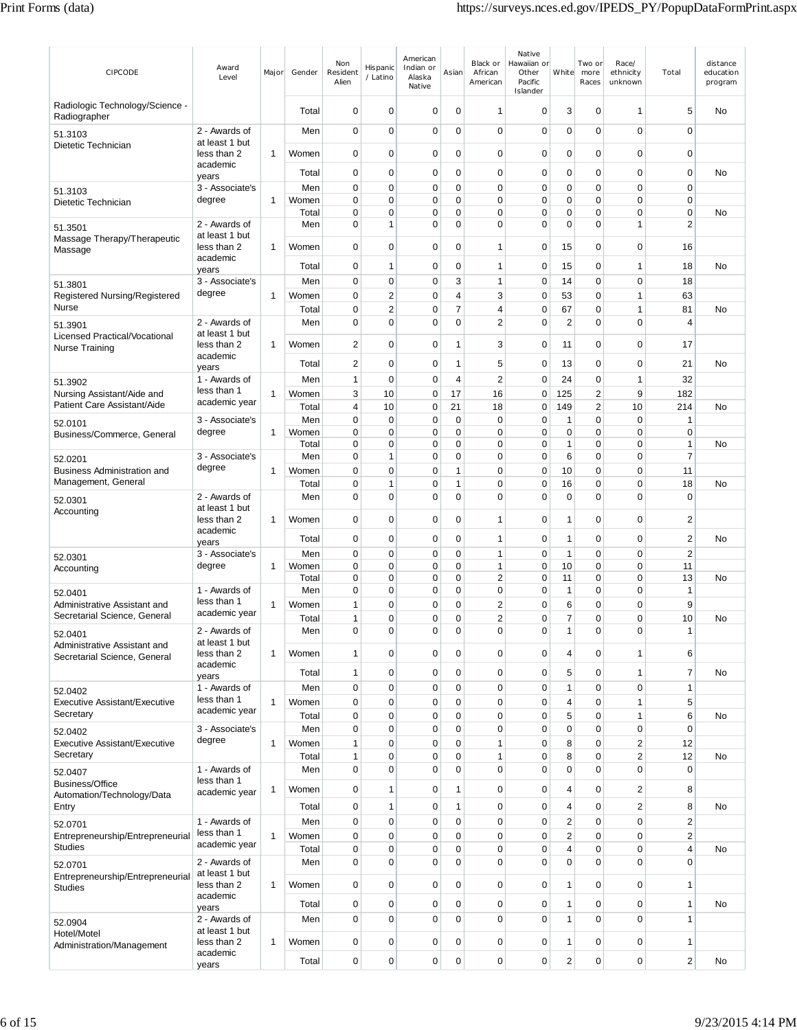| CIPCODE | Award Level | Major | Gender | Non Resident Alien | Hispanic / Latino | American Indian or Alaska Native | Asian | Black or African American | Native Hawaiian or Other Pacific Islander | White | Two or more Races | Race/ ethnicity unknown | Total | distance education program |
|---|---|---|---|---|---|---|---|---|---|---|---|---|---|---|
| Radiologic Technology/Science - Radiographer | | | Total | 0 | 0 | 0 | 0 | 1 | 0 | 3 | 0 | 1 | 5 | No |
| 51.3103 Dietetic Technician | 2 - Awards of at least 1 but less than 2 academic years | 1 | Men | 0 | 0 | 0 | 0 | 0 | 0 | 0 | 0 | 0 | 0 | |
| | | | Women | 0 | 0 | 0 | 0 | 0 | 0 | 0 | 0 | 0 | 0 | |
| | | | Total | 0 | 0 | 0 | 0 | 0 | 0 | 0 | 0 | 0 | 0 | No |
| 51.3103 Dietetic Technician | 3 - Associate's degree | 1 | Men | 0 | 0 | 0 | 0 | 0 | 0 | 0 | 0 | 0 | 0 | |
| | | | Women | 0 | 0 | 0 | 0 | 0 | 0 | 0 | 0 | 0 | 0 | |
| | | | Total | 0 | 0 | 0 | 0 | 0 | 0 | 0 | 0 | 0 | 0 | No |
| 51.3501 Massage Therapy/Therapeutic Massage | 2 - Awards of at least 1 but less than 2 academic years | 1 | Men | 0 | 1 | 0 | 0 | 0 | 0 | 0 | 0 | 1 | 2 | |
| | | | Women | 0 | 0 | 0 | 0 | 1 | 0 | 15 | 0 | 0 | 16 | |
| | | | Total | 0 | 1 | 0 | 0 | 1 | 0 | 15 | 0 | 1 | 18 | No |
| 51.3801 Registered Nursing/Registered Nurse | 3 - Associate's degree | 1 | Men | 0 | 0 | 0 | 3 | 1 | 0 | 14 | 0 | 0 | 18 | |
| | | | Women | 0 | 2 | 0 | 4 | 3 | 0 | 53 | 0 | 1 | 63 | |
| | | | Total | 0 | 2 | 0 | 7 | 4 | 0 | 67 | 0 | 1 | 81 | No |
| 51.3901 Licensed Practical/Vocational Nurse Training | 2 - Awards of at least 1 but less than 2 academic years | 1 | Men | 0 | 0 | 0 | 0 | 2 | 0 | 2 | 0 | 0 | 4 | |
| | | | Women | 2 | 0 | 0 | 1 | 3 | 0 | 11 | 0 | 0 | 17 | |
| | | | Total | 2 | 0 | 0 | 1 | 5 | 0 | 13 | 0 | 0 | 21 | No |
| 51.3902 Nursing Assistant/Aide and Patient Care Assistant/Aide | 1 - Awards of less than 1 academic year | 1 | Men | 1 | 0 | 0 | 4 | 2 | 0 | 24 | 0 | 1 | 32 | |
| | | | Women | 3 | 10 | 0 | 17 | 16 | 0 | 125 | 2 | 9 | 182 | |
| | | | Total | 4 | 10 | 0 | 21 | 18 | 0 | 149 | 2 | 10 | 214 | No |
| 52.0101 Business/Commerce, General | 3 - Associate's degree | 1 | Men | 0 | 0 | 0 | 0 | 0 | 0 | 1 | 0 | 0 | 1 | |
| | | | Women | 0 | 0 | 0 | 0 | 0 | 0 | 0 | 0 | 0 | 0 | |
| | | | Total | 0 | 0 | 0 | 0 | 0 | 0 | 1 | 0 | 0 | 1 | No |
| 52.0201 Business Administration and Management, General | 3 - Associate's degree | 1 | Men | 0 | 1 | 0 | 0 | 0 | 0 | 6 | 0 | 0 | 7 | |
| | | | Women | 0 | 0 | 0 | 1 | 0 | 0 | 10 | 0 | 0 | 11 | |
| | | | Total | 0 | 1 | 0 | 1 | 0 | 0 | 16 | 0 | 0 | 18 | No |
| 52.0301 Accounting | 2 - Awards of at least 1 but less than 2 academic years | 1 | Men | 0 | 0 | 0 | 0 | 0 | 0 | 0 | 0 | 0 | 0 | |
| | | | Women | 0 | 0 | 0 | 0 | 1 | 0 | 1 | 0 | 0 | 2 | |
| | | | Total | 0 | 0 | 0 | 0 | 1 | 0 | 1 | 0 | 0 | 2 | No |
| 52.0301 Accounting | 3 - Associate's degree | 1 | Men | 0 | 0 | 0 | 0 | 1 | 0 | 1 | 0 | 0 | 2 | |
| | | | Women | 0 | 0 | 0 | 0 | 1 | 0 | 10 | 0 | 0 | 11 | |
| | | | Total | 0 | 0 | 0 | 0 | 2 | 0 | 11 | 0 | 0 | 13 | No |
| 52.0401 Administrative Assistant and Secretarial Science, General | 1 - Awards of less than 1 academic year | 1 | Men | 0 | 0 | 0 | 0 | 0 | 0 | 1 | 0 | 0 | 1 | |
| | | | Women | 1 | 0 | 0 | 0 | 2 | 0 | 6 | 0 | 0 | 9 | |
| | | | Total | 1 | 0 | 0 | 0 | 2 | 0 | 7 | 0 | 0 | 10 | No |
| 52.0401 Administrative Assistant and Secretarial Science, General | 2 - Awards of at least 1 but less than 2 academic years | 1 | Men | 0 | 0 | 0 | 0 | 0 | 0 | 1 | 0 | 0 | 1 | |
| | | | Women | 1 | 0 | 0 | 0 | 0 | 0 | 4 | 0 | 1 | 6 | |
| | | | Total | 1 | 0 | 0 | 0 | 0 | 0 | 5 | 0 | 1 | 7 | No |
| 52.0402 Executive Assistant/Executive Secretary | 1 - Awards of less than 1 academic year | 1 | Men | 0 | 0 | 0 | 0 | 0 | 0 | 1 | 0 | 0 | 1 | |
| | | | Women | 0 | 0 | 0 | 0 | 0 | 0 | 4 | 0 | 1 | 5 | |
| | | | Total | 0 | 0 | 0 | 0 | 0 | 0 | 5 | 0 | 1 | 6 | No |
| 52.0402 Executive Assistant/Executive Secretary | 3 - Associate's degree | 1 | Men | 0 | 0 | 0 | 0 | 0 | 0 | 0 | 0 | 0 | 0 | |
| | | | Women | 1 | 0 | 0 | 0 | 1 | 0 | 8 | 0 | 2 | 12 | |
| | | | Total | 1 | 0 | 0 | 0 | 1 | 0 | 8 | 0 | 2 | 12 | No |
| 52.0407 Business/Office Automation/Technology/Data Entry | 1 - Awards of less than 1 academic year | 1 | Men | 0 | 0 | 0 | 0 | 0 | 0 | 0 | 0 | 0 | 0 | |
| | | | Women | 0 | 1 | 0 | 1 | 0 | 0 | 4 | 0 | 2 | 8 | |
| | | | Total | 0 | 1 | 0 | 1 | 0 | 0 | 4 | 0 | 2 | 8 | No |
| 52.0701 Entrepreneurship/Entrepreneurial Studies | 1 - Awards of less than 1 academic year | 1 | Men | 0 | 0 | 0 | 0 | 0 | 0 | 2 | 0 | 0 | 2 | |
| | | | Women | 0 | 0 | 0 | 0 | 0 | 0 | 2 | 0 | 0 | 2 | |
| | | | Total | 0 | 0 | 0 | 0 | 0 | 0 | 4 | 0 | 0 | 4 | No |
| 52.0701 Entrepreneurship/Entrepreneurial Studies | 2 - Awards of at least 1 but less than 2 academic years | 1 | Men | 0 | 0 | 0 | 0 | 0 | 0 | 0 | 0 | 0 | 0 | |
| | | | Women | 0 | 0 | 0 | 0 | 0 | 0 | 1 | 0 | 0 | 1 | |
| | | | Total | 0 | 0 | 0 | 0 | 0 | 0 | 1 | 0 | 0 | 1 | No |
| 52.0904 Hotel/Motel Administration/Management | 2 - Awards of at least 1 but less than 2 academic years | 1 | Men | 0 | 0 | 0 | 0 | 0 | 0 | 1 | 0 | 0 | 1 | |
| | | | Women | 0 | 0 | 0 | 0 | 0 | 0 | 1 | 0 | 0 | 1 | |
| | | | Total | 0 | 0 | 0 | 0 | 0 | 0 | 2 | 0 | 0 | 2 | No |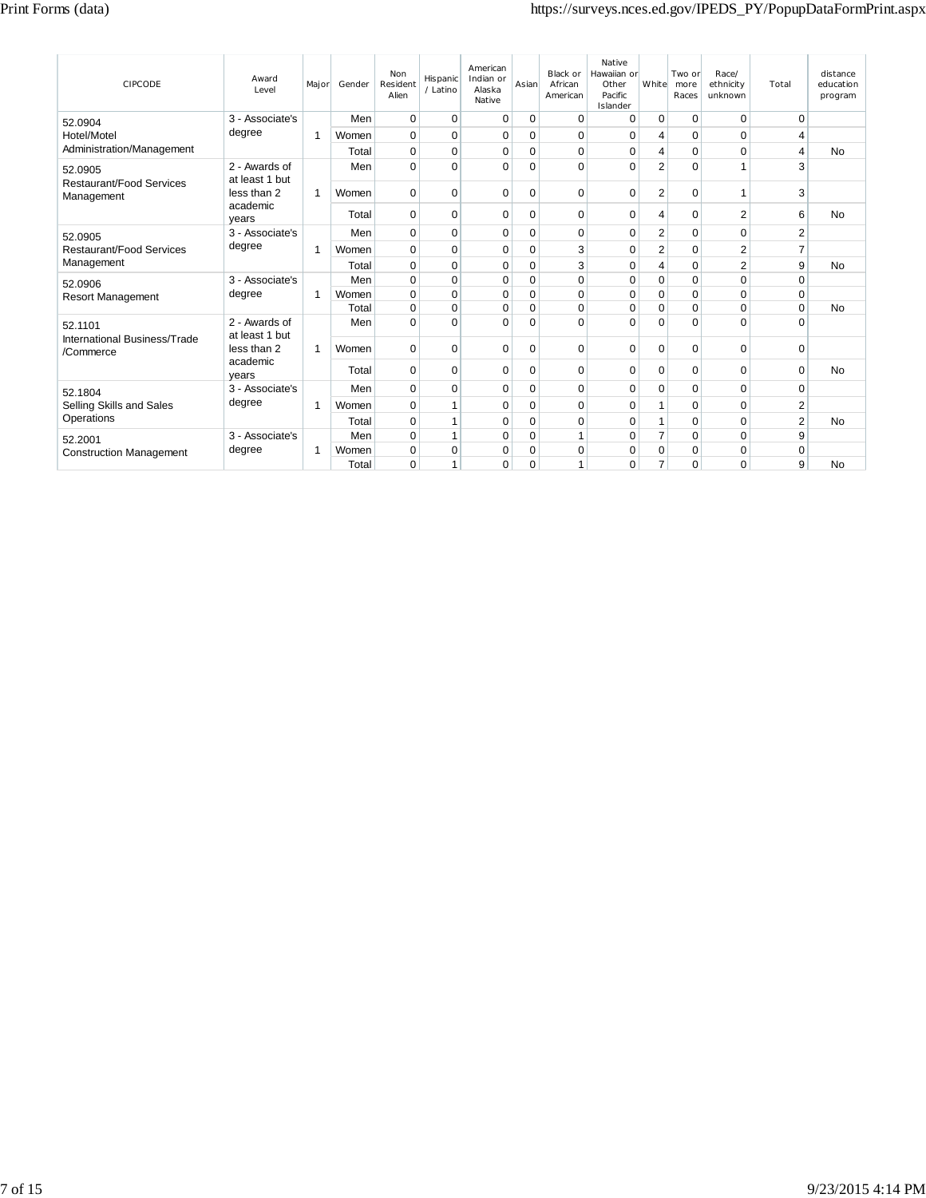| CIPCODE | Award Level | Major | Gender | Non Resident Alien | Hispanic / Latino | American Indian or Alaska Native | Asian | Black or African American | Native Hawaiian or Other Pacific Islander | White | Two or more Races | Race/ ethnicity unknown | Total | distance education program |
|---|---|---|---|---|---|---|---|---|---|---|---|---|---|---|
| 52.0904 Hotel/Motel Administration/Management | 3 - Associate's degree | 1 | Men | 0 | 0 | 0 | 0 | 0 | 0 | 0 | 0 | 0 | 0 | |
| | | | Women | 0 | 0 | 0 | 0 | 0 | 0 | 4 | 0 | 0 | 4 | |
| | | | Total | 0 | 0 | 0 | 0 | 0 | 0 | 4 | 0 | 0 | 4 | No |
| 52.0905 Restaurant/Food Services Management | 2 - Awards of at least 1 but less than 2 academic years | 1 | Men | 0 | 0 | 0 | 0 | 0 | 0 | 2 | 0 | 1 | 3 | |
| | | | Women | 0 | 0 | 0 | 0 | 0 | 0 | 2 | 0 | 1 | 3 | |
| | | | Total | 0 | 0 | 0 | 0 | 0 | 0 | 4 | 0 | 2 | 6 | No |
| 52.0905 Restaurant/Food Services Management | 3 - Associate's degree | 1 | Men | 0 | 0 | 0 | 0 | 0 | 0 | 2 | 0 | 0 | 2 | |
| | | | Women | 0 | 0 | 0 | 0 | 3 | 0 | 2 | 0 | 2 | 7 | |
| | | | Total | 0 | 0 | 0 | 0 | 3 | 0 | 4 | 0 | 2 | 9 | No |
| 52.0906 Resort Management | 3 - Associate's degree | 1 | Men | 0 | 0 | 0 | 0 | 0 | 0 | 0 | 0 | 0 | 0 | |
| | | | Women | 0 | 0 | 0 | 0 | 0 | 0 | 0 | 0 | 0 | 0 | |
| | | | Total | 0 | 0 | 0 | 0 | 0 | 0 | 0 | 0 | 0 | 0 | No |
| 52.1101 International Business/Trade /Commerce | 2 - Awards of at least 1 but less than 2 academic years | 1 | Men | 0 | 0 | 0 | 0 | 0 | 0 | 0 | 0 | 0 | 0 | |
| | | | Women | 0 | 0 | 0 | 0 | 0 | 0 | 0 | 0 | 0 | 0 | |
| | | | Total | 0 | 0 | 0 | 0 | 0 | 0 | 0 | 0 | 0 | 0 | No |
| 52.1804 Selling Skills and Sales Operations | 3 - Associate's degree | 1 | Men | 0 | 0 | 0 | 0 | 0 | 0 | 0 | 0 | 0 | 0 | |
| | | | Women | 0 | 1 | 0 | 0 | 0 | 0 | 1 | 0 | 0 | 2 | |
| | | | Total | 0 | 1 | 0 | 0 | 0 | 0 | 1 | 0 | 0 | 2 | No |
| 52.2001 Construction Management | 3 - Associate's degree | 1 | Men | 0 | 1 | 0 | 0 | 1 | 0 | 7 | 0 | 0 | 9 | |
| | | | Women | 0 | 0 | 0 | 0 | 0 | 0 | 0 | 0 | 0 | 0 | |
| | | | Total | 0 | 1 | 0 | 0 | 1 | 0 | 7 | 0 | 0 | 9 | No |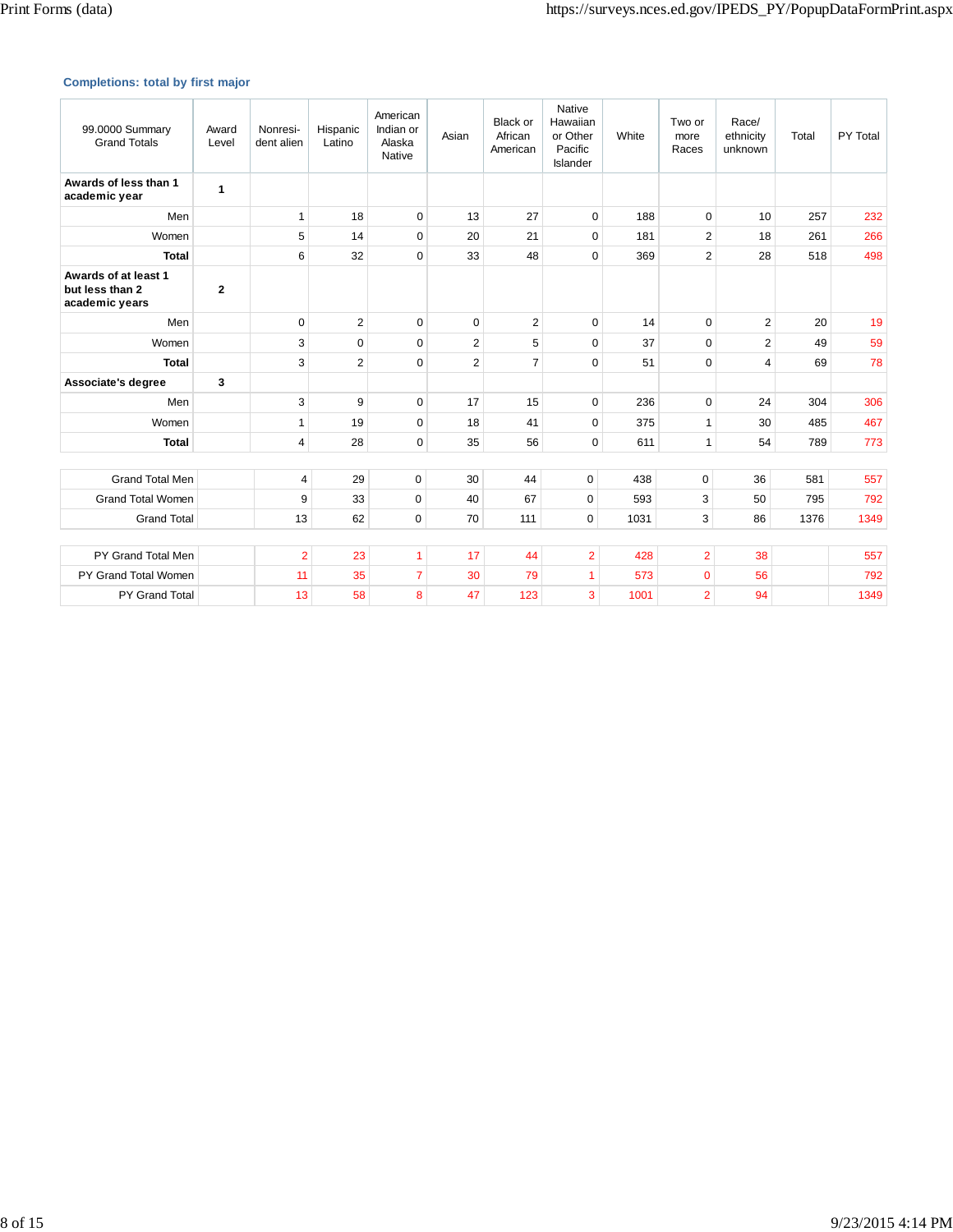### Completions: total by first major

| 99.0000 Summary Grand Totals | Award Level | Nonresi-dent alien | Hispanic Latino | American Indian or Alaska Native | Asian | Black or African American | Native Hawaiian or Other Pacific Islander | White | Two or more Races | Race/ ethnicity unknown | Total | PY Total |
|---|---|---|---|---|---|---|---|---|---|---|---|---|
| **Awards of less than 1 academic year** | **1** | | | | | | | | | | | |
| Men | | 1 | 18 | 0 | 13 | 27 | 0 | 188 | 0 | 10 | 257 | 232 |
| Women | | 5 | 14 | 0 | 20 | 21 | 0 | 181 | 2 | 18 | 261 | 266 |
| **Total** | | 6 | 32 | 0 | 33 | 48 | 0 | 369 | 2 | 28 | 518 | 498 |
| **Awards of at least 1 but less than 2 academic years** | **2** | | | | | | | | | | | |
| Men | | 0 | 2 | 0 | 0 | 2 | 0 | 14 | 0 | 2 | 20 | 19 |
| Women | | 3 | 0 | 0 | 2 | 5 | 0 | 37 | 0 | 2 | 49 | 59 |
| **Total** | | 3 | 2 | 0 | 2 | 7 | 0 | 51 | 0 | 4 | 69 | 78 |
| **Associate's degree** | **3** | | | | | | | | | | | |
| Men | | 3 | 9 | 0 | 17 | 15 | 0 | 236 | 0 | 24 | 304 | 306 |
| Women | | 1 | 19 | 0 | 18 | 41 | 0 | 375 | 1 | 30 | 485 | 467 |
| **Total** | | 4 | 28 | 0 | 35 | 56 | 0 | 611 | 1 | 54 | 789 | 773 |
| Grand Total Men | | 4 | 29 | 0 | 30 | 44 | 0 | 438 | 0 | 36 | 581 | 557 |
| Grand Total Women | | 9 | 33 | 0 | 40 | 67 | 0 | 593 | 3 | 50 | 795 | 792 |
| Grand Total | | 13 | 62 | 0 | 70 | 111 | 0 | 1031 | 3 | 86 | 1376 | 1349 |
| PY Grand Total Men | | 2 | 23 | 1 | 17 | 44 | 2 | 428 | 2 | 38 | | 557 |
| PY Grand Total Women | | 11 | 35 | 7 | 30 | 79 | 1 | 573 | 0 | 56 | | 792 |
| PY Grand Total | | 13 | 58 | 8 | 47 | 123 | 3 | 1001 | 2 | 94 | | 1349 |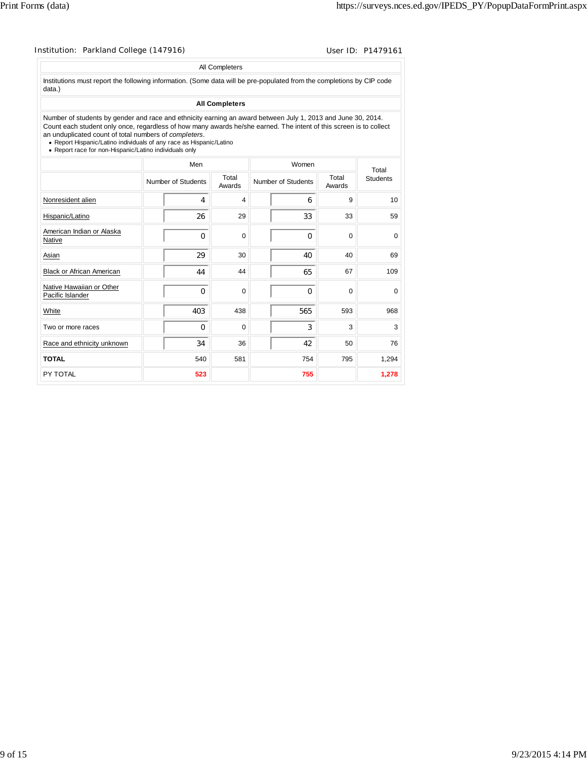Institution: Parkland College (147916) User ID: P1479161

All Completers

Institutions must report the following information. (Some data will be pre-populated from the completions by CIP code data.)

**All Completers**

Number of students by gender and race and ethnicity earning an award between July 1, 2013 and June 30, 2014. Count each student only once, regardless of how many awards he/she earned. The intent of this screen is to collect an unduplicated count of total numbers of *completers*.

- Report Hispanic/Latino individuals of any race as Hispanic/Latino
- Report race for non-Hispanic/Latino individuals only

| | Men | | Women | | Total Students |
|---|---|---|---|---|---|
| | Number of Students | Total Awards | Number of Students | Total Awards | |
| Nonresident alien | 4 | 4 | 6 | 9 | 10 |
| Hispanic/Latino | 26 | 29 | 33 | 33 | 59 |
| American Indian or Alaska Native | 0 | 0 | 0 | 0 | 0 |
| Asian | 29 | 30 | 40 | 40 | 69 |
| Black or African American | 44 | 44 | 65 | 67 | 109 |
| Native Hawaiian or Other Pacific Islander | 0 | 0 | 0 | 0 | 0 |
| White | 403 | 438 | 565 | 593 | 968 |
| Two or more races | 0 | 0 | 3 | 3 | 3 |
| Race and ethnicity unknown | 34 | 36 | 42 | 50 | 76 |
| **TOTAL** | 540 | 581 | 754 | 795 | 1,294 |
| PY TOTAL | 523 | | 755 | | 1,278 |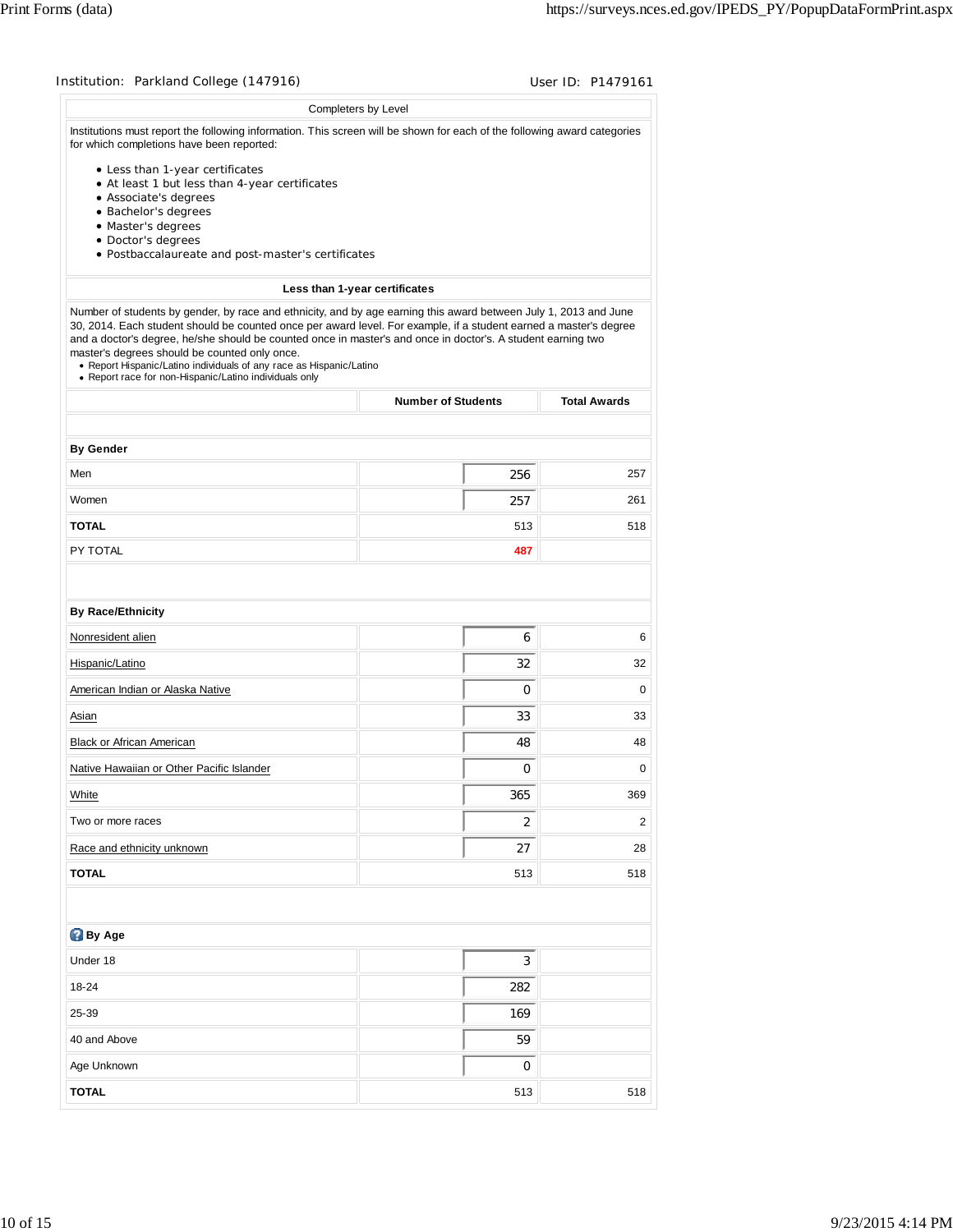Institution: Parkland College (147916) User ID: P1479161

## Completers by Level

Institutions must report the following information. This screen will be shown for each of the following award categories for which completions have been reported:

- Less than 1-year certificates
- At least 1 but less than 4-year certificates
- Associate's degrees
- Bachelor's degrees
- Master's degrees
- Doctor's degrees
- Postbaccalaureate and post-master's certificates

### Less than 1-year certificates

Number of students by gender, by race and ethnicity, and by age earning this award between July 1, 2013 and June 30, 2014. Each student should be counted once per award level. For example, if a student earned a master's degree and a doctor's degree, he/she should be counted once in master's and once in doctor's. A student earning two master's degrees should be counted only once.

- Report Hispanic/Latino individuals of any race as Hispanic/Latino
- Report race for non-Hispanic/Latino individuals only

| | Number of Students | Total Awards |
|---|---|---|
| **By Gender** | | |
| Men | 256 | 257 |
| Women | 257 | 261 |
| **TOTAL** | 513 | 518 |
| PY TOTAL | **487** | |
| **By Race/Ethnicity** | | |
| Nonresident alien | 6 | 6 |
| Hispanic/Latino | 32 | 32 |
| American Indian or Alaska Native | 0 | 0 |
| Asian | 33 | 33 |
| Black or African American | 48 | 48 |
| Native Hawaiian or Other Pacific Islander | 0 | 0 |
| White | 365 | 369 |
| Two or more races | 2 | 2 |
| Race and ethnicity unknown | 27 | 28 |
| **TOTAL** | 513 | 518 |
| **By Age** | | |
| Under 18 | 3 | |
| 18-24 | 282 | |
| 25-39 | 169 | |
| 40 and Above | 59 | |
| Age Unknown | 0 | |
| **TOTAL** | 513 | 518 |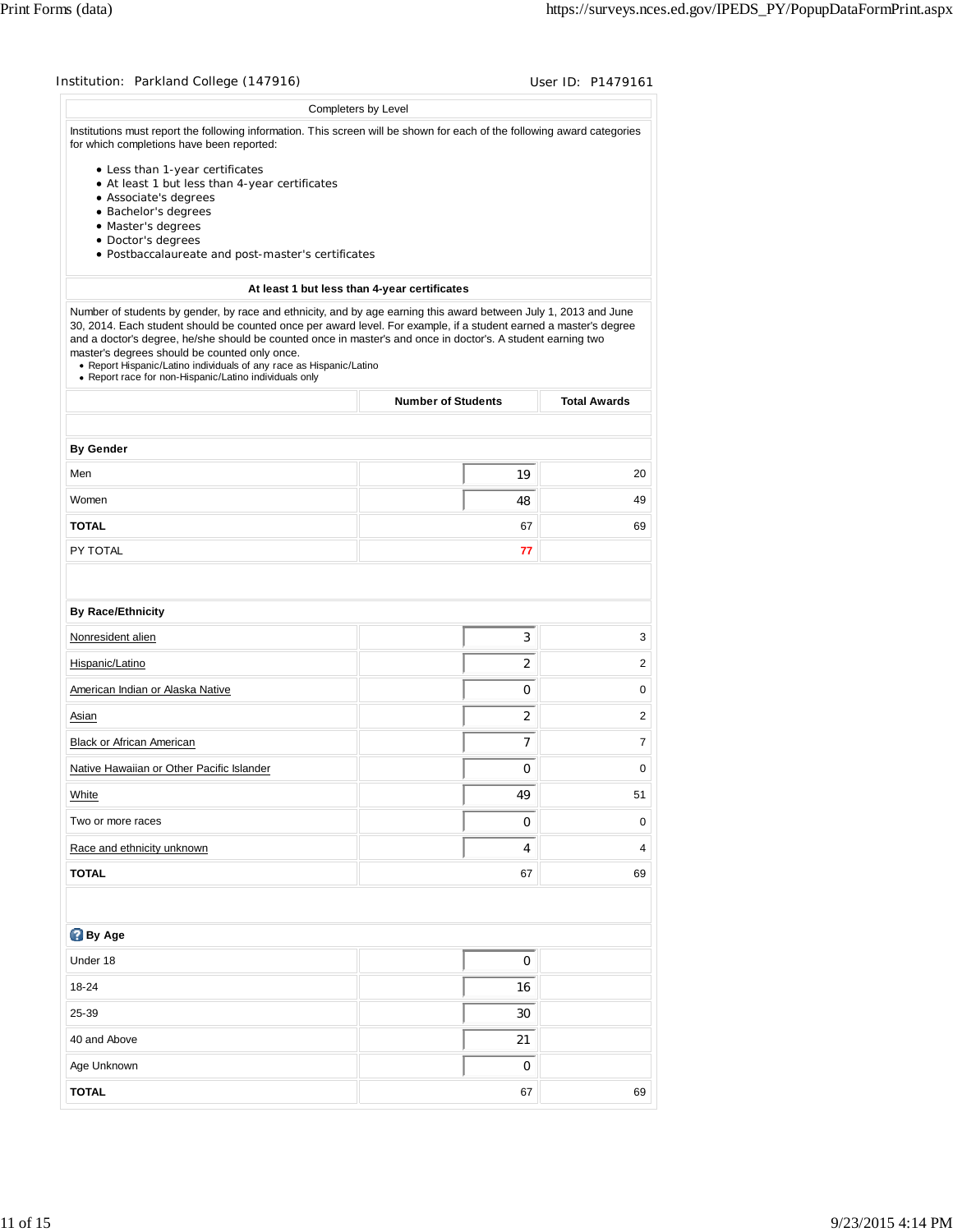Institution: Parkland College (147916) User ID: P1479161

## Completers by Level

Institutions must report the following information. This screen will be shown for each of the following award categories for which completions have been reported:

- Less than 1-year certificates
- At least 1 but less than 4-year certificates
- Associate's degrees
- Bachelor's degrees
- Master's degrees
- Doctor's degrees
- Postbaccalaureate and post-master's certificates

### At least 1 but less than 4-year certificates

Number of students by gender, by race and ethnicity, and by age earning this award between July 1, 2013 and June 30, 2014. Each student should be counted once per award level. For example, if a student earned a master's degree and a doctor's degree, he/she should be counted once in master's and once in doctor's. A student earning two master's degrees should be counted only once.

- Report Hispanic/Latino individuals of any race as Hispanic/Latino
- Report race for non-Hispanic/Latino individuals only

| | Number of Students | Total Awards |
|---|---|---|
| **By Gender** | | |
| Men | 19 | 20 |
| Women | 48 | 49 |
| **TOTAL** | 67 | 69 |
| PY TOTAL | 77 | |
| **By Race/Ethnicity** | | |
| Nonresident alien | 3 | 3 |
| Hispanic/Latino | 2 | 2 |
| American Indian or Alaska Native | 0 | 0 |
| Asian | 2 | 2 |
| Black or African American | 7 | 7 |
| Native Hawaiian or Other Pacific Islander | 0 | 0 |
| White | 49 | 51 |
| Two or more races | 0 | 0 |
| Race and ethnicity unknown | 4 | 4 |
| **TOTAL** | 67 | 69 |
| **By Age** | | |
| Under 18 | 0 | |
| 18-24 | 16 | |
| 25-39 | 30 | |
| 40 and Above | 21 | |
| Age Unknown | 0 | |
| **TOTAL** | 67 | 69 |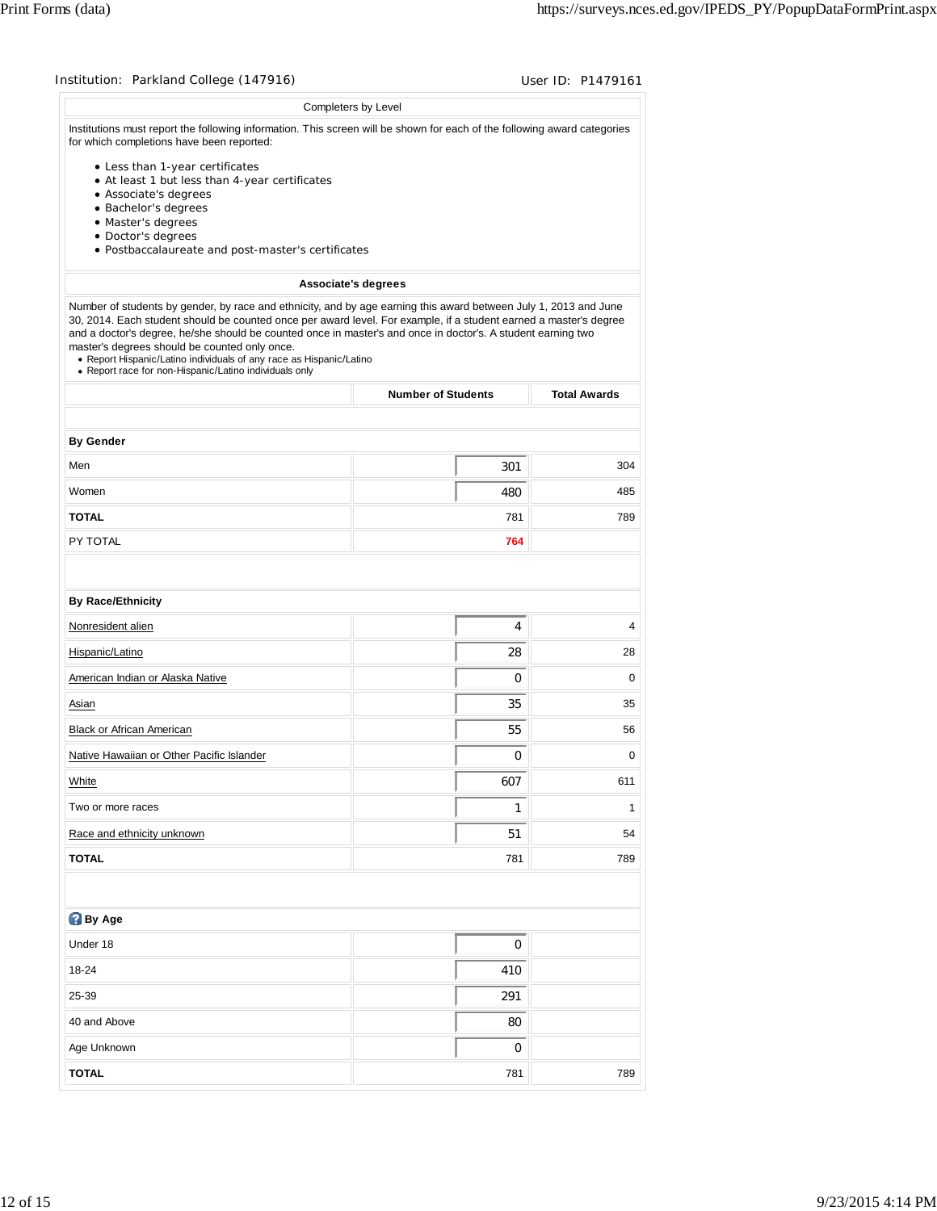Institution: Parkland College (147916) User ID: P1479161

## Completers by Level

Institutions must report the following information. This screen will be shown for each of the following award categories for which completions have been reported:

- Less than 1-year certificates
- At least 1 but less than 4-year certificates
- Associate's degrees
- Bachelor's degrees
- Master's degrees
- Doctor's degrees
- Postbaccalaureate and post-master's certificates

### Associate's degrees

Number of students by gender, by race and ethnicity, and by age earning this award between July 1, 2013 and June 30, 2014. Each student should be counted once per award level. For example, if a student earned a master's degree and a doctor's degree, he/she should be counted once in master's and once in doctor's. A student earning two master's degrees should be counted only once.

- Report Hispanic/Latino individuals of any race as Hispanic/Latino
- Report race for non-Hispanic/Latino individuals only

| | Number of Students | Total Awards |
|---|---|---|
| **By Gender** | | |
| Men | 301 | 304 |
| Women | 480 | 485 |
| **TOTAL** | 781 | 789 |
| PY TOTAL | 764 | |
| **By Race/Ethnicity** | | |
| Nonresident alien | 4 | 4 |
| Hispanic/Latino | 28 | 28 |
| American Indian or Alaska Native | 0 | 0 |
| Asian | 35 | 35 |
| Black or African American | 55 | 56 |
| Native Hawaiian or Other Pacific Islander | 0 | 0 |
| White | 607 | 611 |
| Two or more races | 1 | 1 |
| Race and ethnicity unknown | 51 | 54 |
| **TOTAL** | 781 | 789 |
| **By Age** | | |
| Under 18 | 0 | |
| 18-24 | 410 | |
| 25-39 | 291 | |
| 40 and Above | 80 | |
| Age Unknown | 0 | |
| **TOTAL** | 781 | 789 |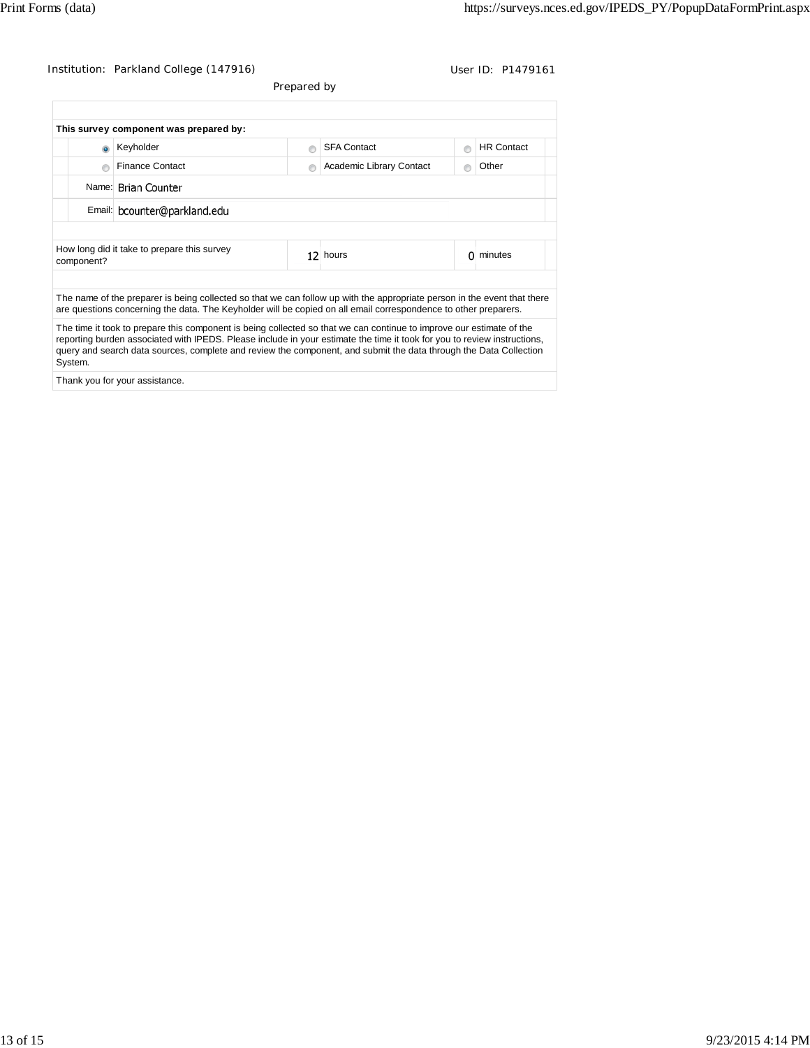Institution: Parkland College (147916) User ID: P1479161

Prepared by

**This survey component was prepared by:**

| | | |
|---|---|---|
| (●) Keyholder | ( ) SFA Contact | ( ) HR Contact |
| ( ) Finance Contact | ( ) Academic Library Contact | ( ) Other |

Name: Brian Counter

Email: bcounter@parkland.edu

| How long did it take to prepare this survey component? | 12 | hours | 0 | minutes |
|---|---|---|---|---|

The name of the preparer is being collected so that we can follow up with the appropriate person in the event that there are questions concerning the data. The Keyholder will be copied on all email correspondence to other preparers.

The time it took to prepare this component is being collected so that we can continue to improve our estimate of the reporting burden associated with IPEDS. Please include in your estimate the time it took for you to review instructions, query and search data sources, complete and review the component, and submit the data through the Data Collection System.

Thank you for your assistance.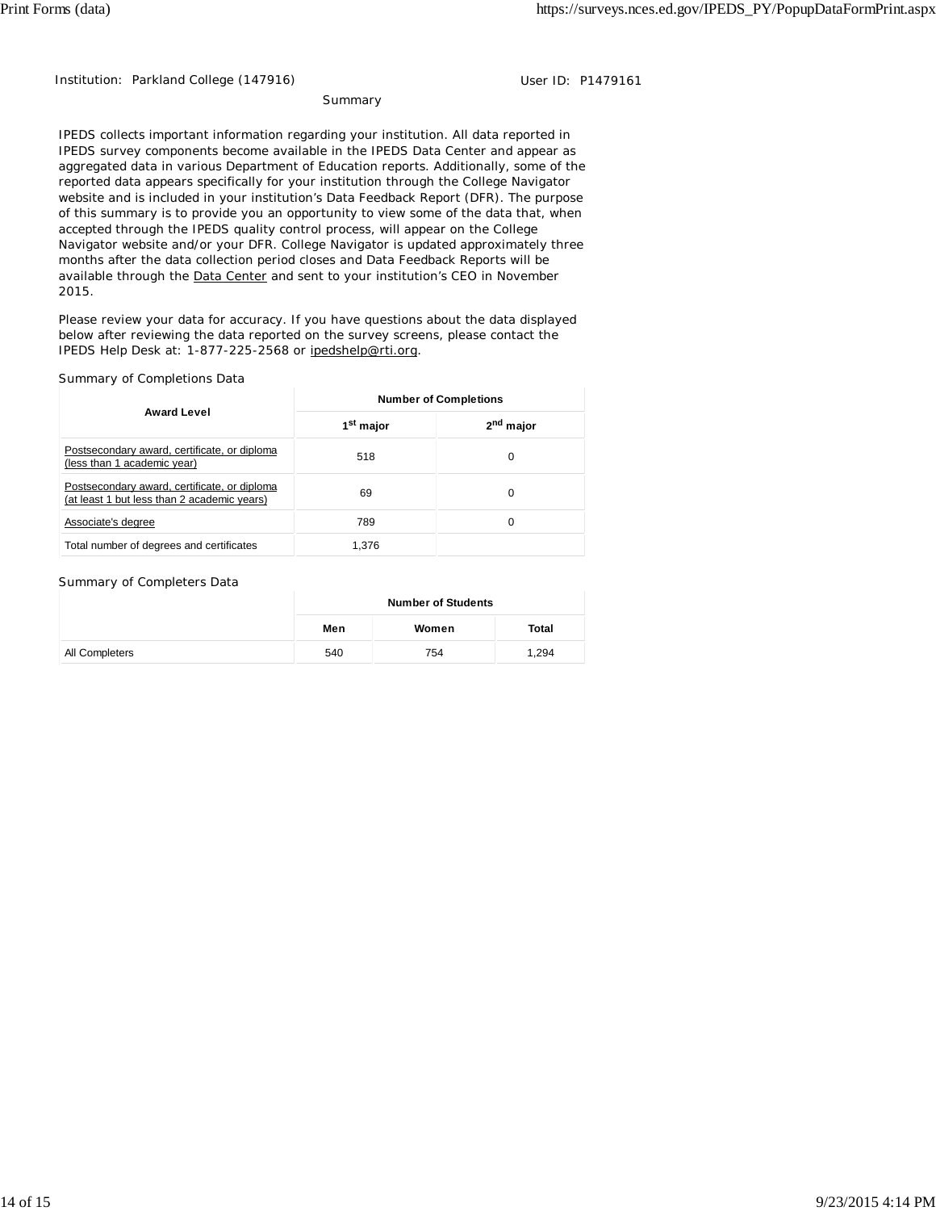Institution: Parkland College (147916)    User ID: P1479161

## Summary

IPEDS collects important information regarding your institution. All data reported in IPEDS survey components become available in the IPEDS Data Center and appear as aggregated data in various Department of Education reports. Additionally, some of the reported data appears specifically for your institution through the College Navigator website and is included in your institution's Data Feedback Report (DFR). The purpose of this summary is to provide you an opportunity to view some of the data that, when accepted through the IPEDS quality control process, will appear on the College Navigator website and/or your DFR. College Navigator is updated approximately three months after the data collection period closes and Data Feedback Reports will be available through the Data Center and sent to your institution's CEO in November 2015.

Please review your data for accuracy. If you have questions about the data displayed below after reviewing the data reported on the survey screens, please contact the IPEDS Help Desk at: 1-877-225-2568 or ipedshelp@rti.org.

### Summary of Completions Data

| Award Level | Number of Completions | |
|---|---|---|
| | 1st major | 2nd major |
| Postsecondary award, certificate, or diploma (less than 1 academic year) | 518 | 0 |
| Postsecondary award, certificate, or diploma (at least 1 but less than 2 academic years) | 69 | 0 |
| Associate's degree | 789 | 0 |
| Total number of degrees and certificates | 1,376 | |

### Summary of Completers Data

| | Number of Students | | |
|---|---|---|---|
| | Men | Women | Total |
| All Completers | 540 | 754 | 1,294 |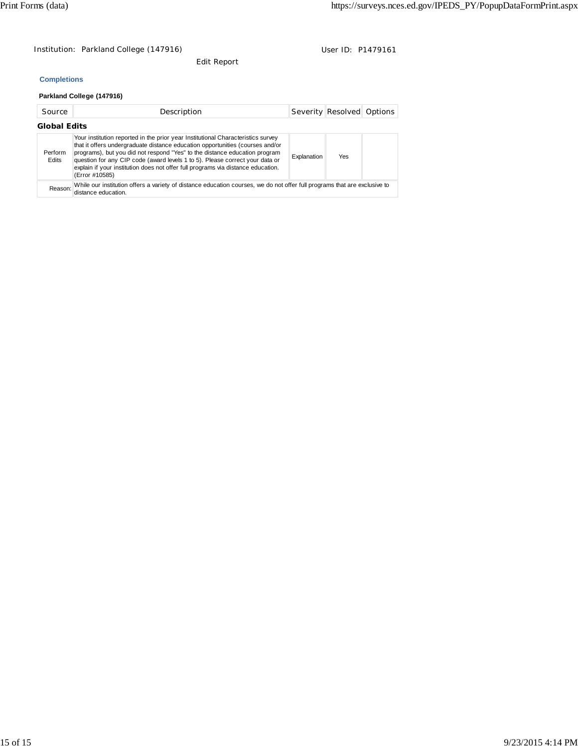Institution: Parkland College (147916) User ID: P1479161

Edit Report

### Completions

**Parkland College (147916)**

| Source | Description | Severity | Resolved | Options |
| --- | --- | --- | --- | --- |
| **Global Edits** | | | | |
| Perform Edits | Your institution reported in the prior year Institutional Characteristics survey that it offers undergraduate distance education opportunities (courses and/or programs), but you did not respond "Yes" to the distance education program question for any CIP code (award levels 1 to 5). Please correct your data or explain if your institution does not offer full programs via distance education. (Error #10585) | Explanation | Yes | |
| Reason: | While our institution offers a variety of distance education courses, we do not offer full programs that are exclusive to distance education. | | | |